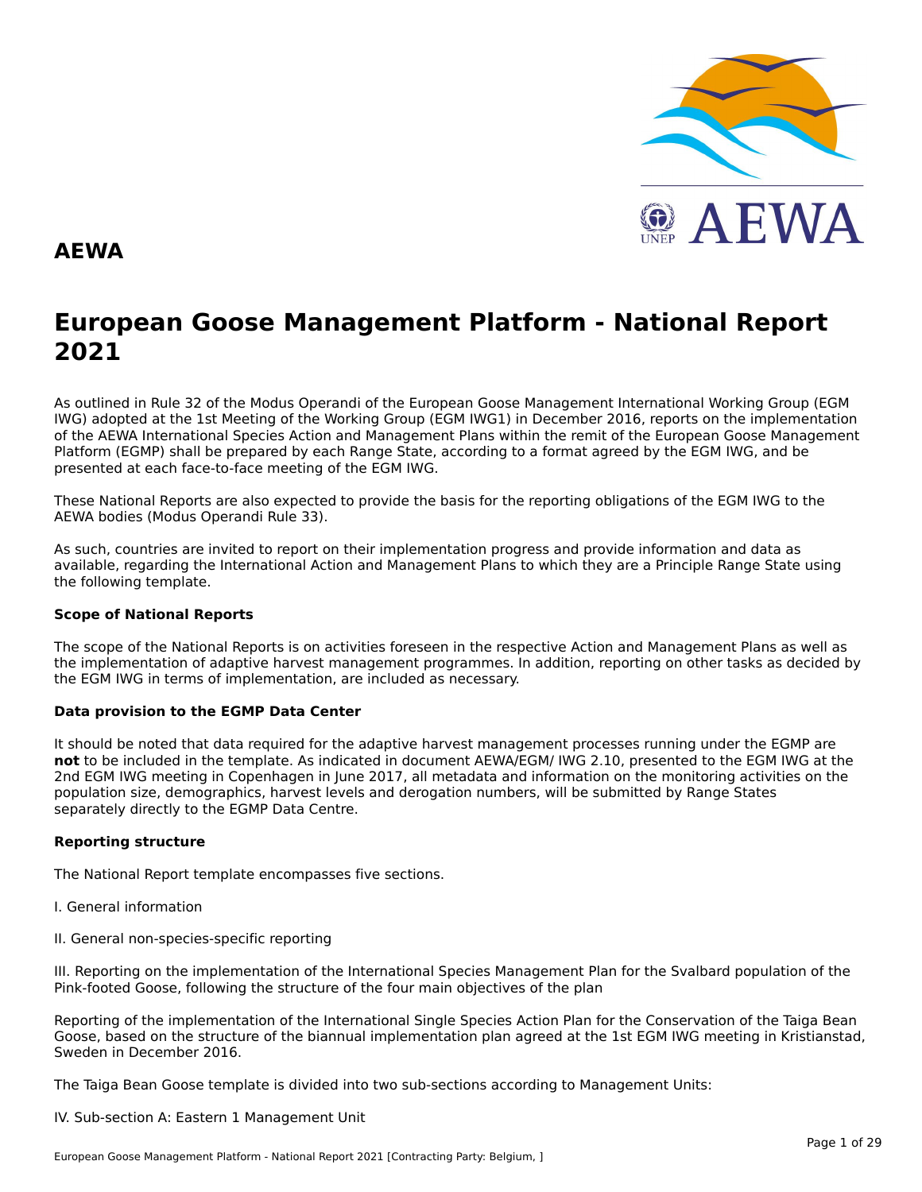# AEWA

# European Goose Management Platform - National Report 2021

As outlined in Rule 32 of the Modus Operandi of the European Goose Management International Working Group (EGM IWG) adopted at the 1st Meeting of the Working Group (EGM IWG1) in December 2016, reports on the implementation of the AEWA International Species Action and Management Plans within the remit of the European Goose Management Platform (EGMP) shall be prepared by each Range State, according to a format agreed by the EGM IWG, and be presented at each face-to-face meeting of the EGM IWG.

These National Reports are also expected to provide the basis for the reporting obligations of the EGM IWG to the AEWA bodies (Modus Operandi Rule 33).

As such, countries are invited to report on their implementation progress and provide information and data as available, regarding the International Action and Management Plans to which they are a Principle Range State using the following template.

**Scope of National Reports**

The scope of the National Reports is on activities foreseen in the respective Action and Management Plans as well as the implementation of adaptive harvest management programmes. In addition, reporting on other tasks as decided by the EGM IWG in terms of implementation, are included as necessary.

**Data provision to the EGMP Data Center**

It should be noted that data required for the adaptive harvest management processes running under the EGMP are **not** to be included in the template. As indicated in document AEWA/EGM/ IWG 2.10, presented to the EGM IWG at the 2nd EGM IWG meeting in Copenhagen in June 2017, all metadata and information on the monitoring activities on the population size, demographics, harvest levels and derogation numbers, will be submitted by Range States separately directly to the EGMP Data Centre.

**Reporting structure**

The National Report template encompasses five sections.

I. General information

II. General non-species-specific reporting

III. Reporting on the implementation of the International Species Management Plan for the Svalbard population of the Pink-footed Goose, following the structure of the four main objectives of the plan

Reporting of the implementation of the International Single Species Action Plan for the Conservation of the Taiga Bean Goose, based on the structure of the biannual implementation plan agreed at the 1st EGM IWG meeting in Kristianstad, Sweden in December 2016.

The Taiga Bean Goose template is divided into two sub-sections according to Management Units:

IV. Sub-section A: Eastern 1 Management Unit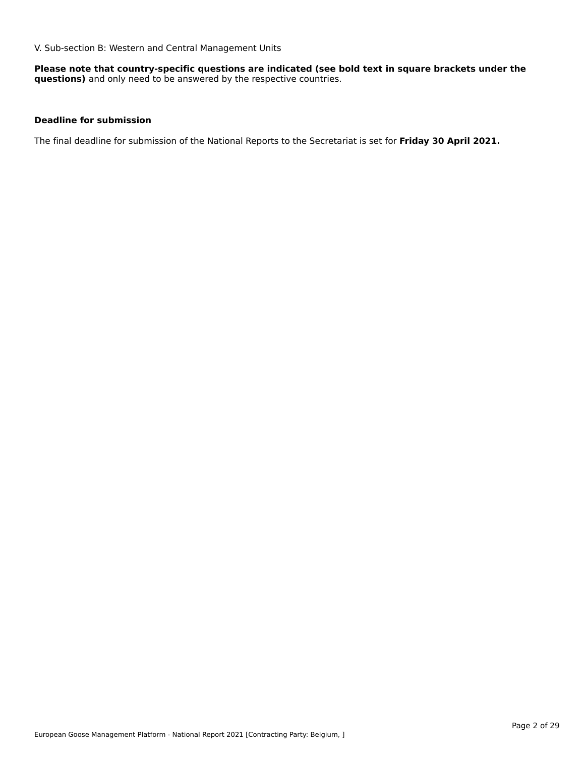V. Sub-section B: Western and Central Management Units

**Please note that country-specific questions are indicated (see bold text in square brackets under the questions)** and only need to be answered by the respective countries.

**Deadline for submission**

The final deadline for submission of the National Reports to the Secretariat is set for **Friday 30 April 2021.**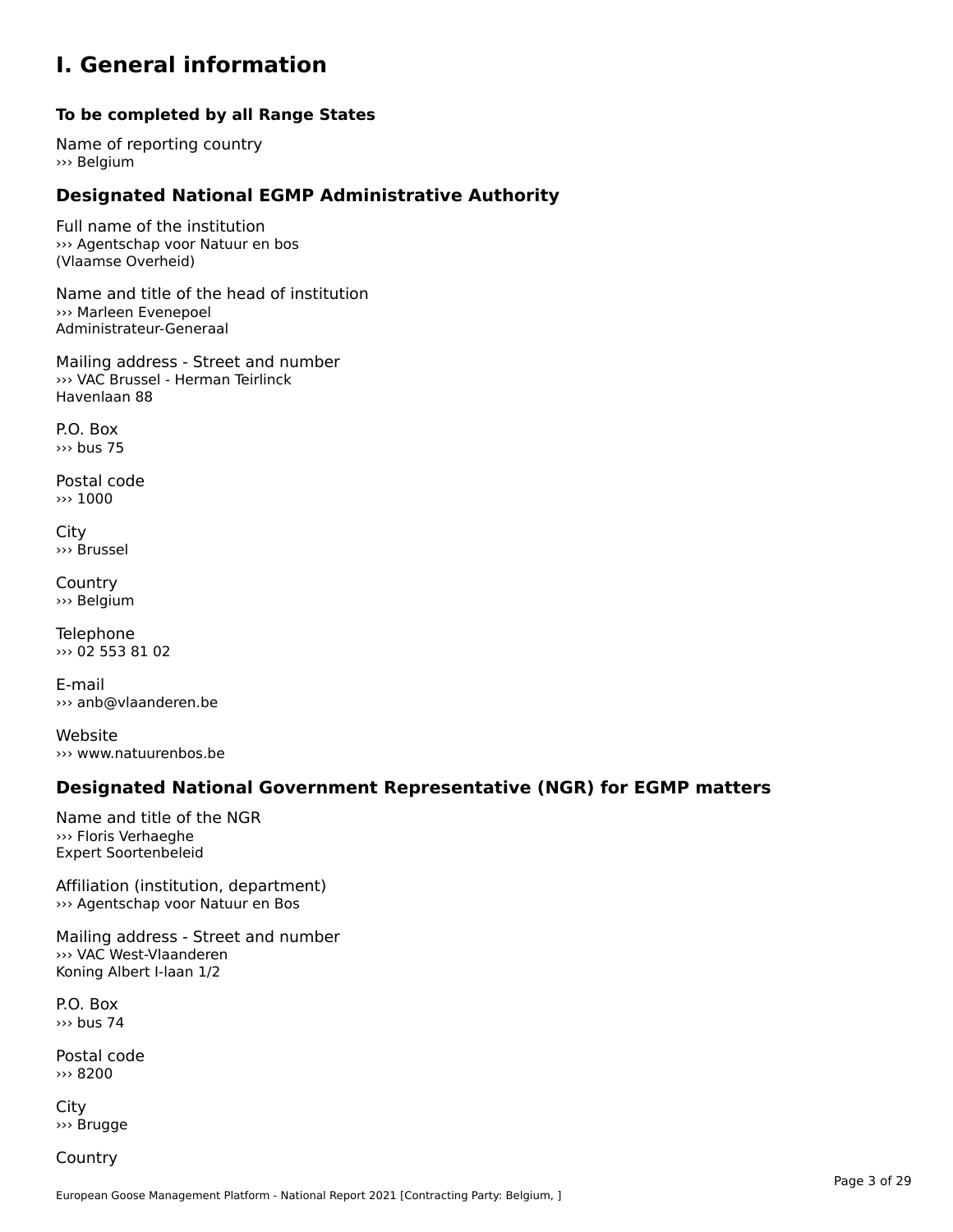# I. General information

### To be completed by all Range States

Name of reporting country
››› Belgium

## Designated National EGMP Administrative Authority

Full name of the institution
››› Agentschap voor Natuur en bos
(Vlaamse Overheid)

Name and title of the head of institution
››› Marleen Evenepoel
Administrateur-Generaal

Mailing address - Street and number
››› VAC Brussel - Herman Teirlinck
Havenlaan 88

P.O. Box
››› bus 75

Postal code
››› 1000

City
››› Brussel

Country
››› Belgium

Telephone
››› 02 553 81 02

E-mail
››› anb@vlaanderen.be

Website
››› www.natuurenbos.be

## Designated National Government Representative (NGR) for EGMP matters

Name and title of the NGR
››› Floris Verhaeghe
Expert Soortenbeleid

Affiliation (institution, department)
››› Agentschap voor Natuur en Bos

Mailing address - Street and number
››› VAC West-Vlaanderen
Koning Albert I-laan 1/2

P.O. Box
››› bus 74

Postal code
››› 8200

City
››› Brugge

Country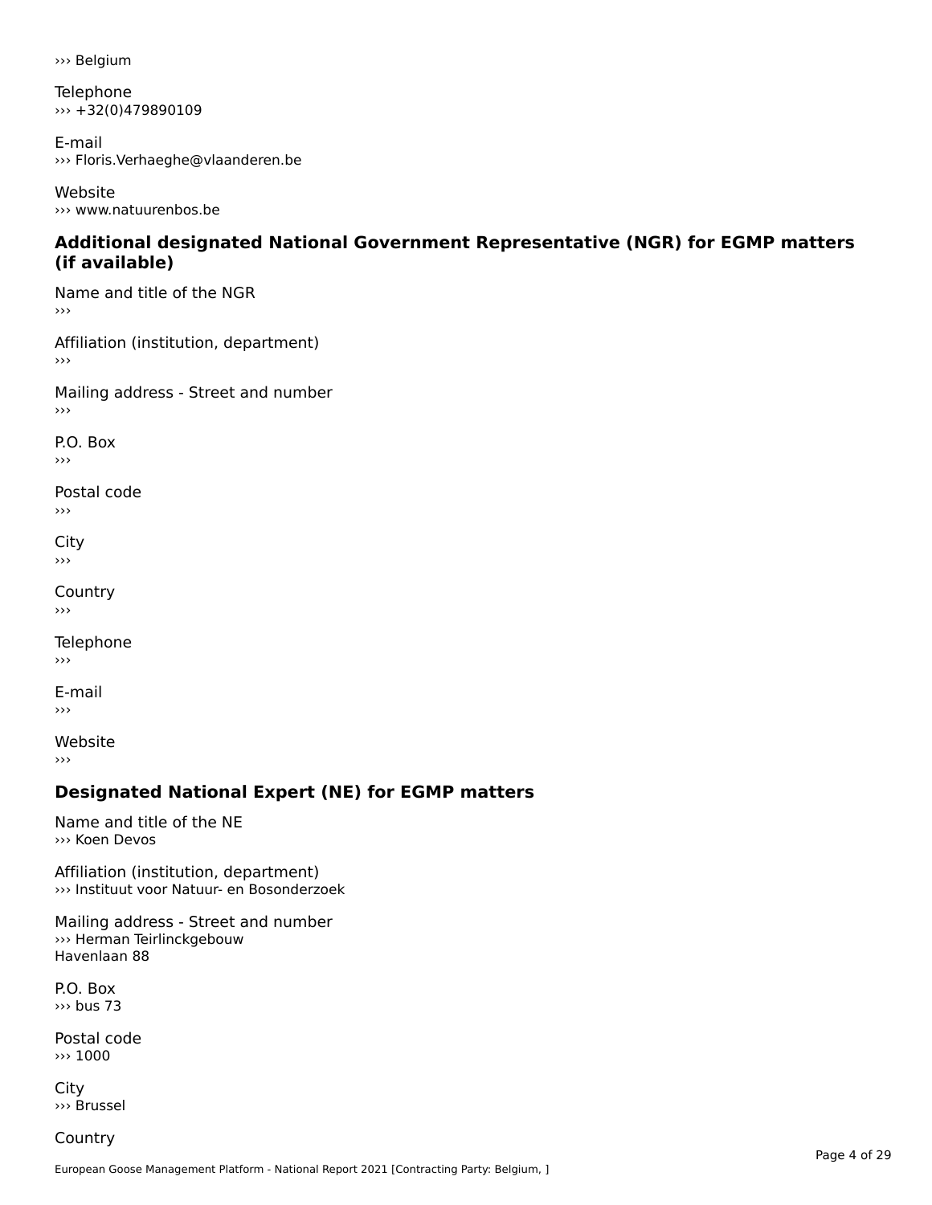››› Belgium

Telephone
››› +32(0)479890109

E-mail
››› Floris.Verhaeghe@vlaanderen.be

Website
››› www.natuurenbos.be

### Additional designated National Government Representative (NGR) for EGMP matters (if available)

Name and title of the NGR
›››

Affiliation (institution, department)
›››

Mailing address - Street and number
›››

P.O. Box
›››

Postal code
›››

City
›››

Country
›››

Telephone
›››

E-mail
›››

Website
›››

### Designated National Expert (NE) for EGMP matters

Name and title of the NE
››› Koen Devos

Affiliation (institution, department)
››› Instituut voor Natuur- en Bosonderzoek

Mailing address - Street and number
››› Herman Teirlinckgebouw
Havenlaan 88

P.O. Box
››› bus 73

Postal code
››› 1000

City
››› Brussel

Country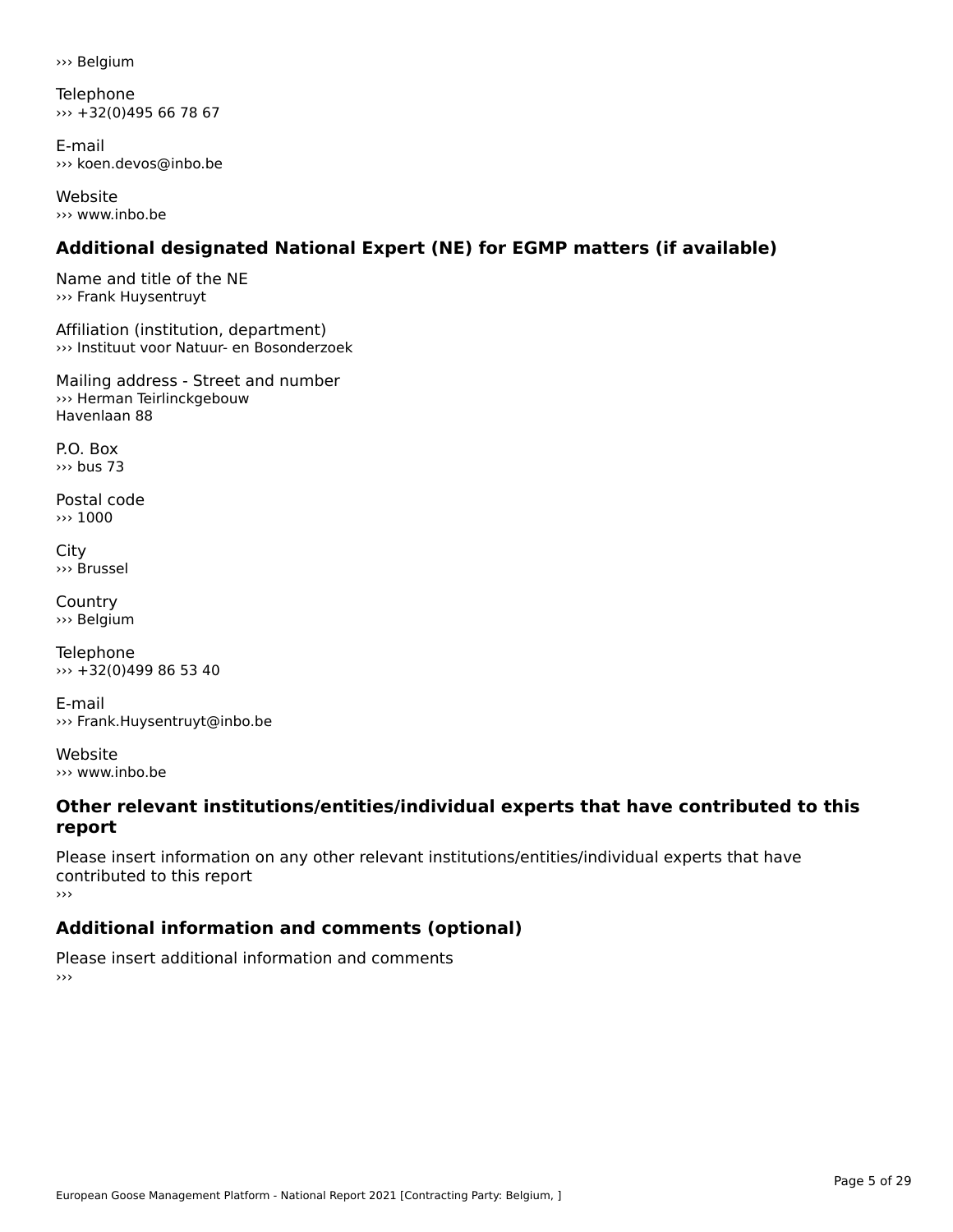››› Belgium

Telephone
››› +32(0)495 66 78 67

E-mail
››› koen.devos@inbo.be

Website
››› www.inbo.be

### Additional designated National Expert (NE) for EGMP matters (if available)

Name and title of the NE
››› Frank Huysentruyt

Affiliation (institution, department)
››› Instituut voor Natuur- en Bosonderzoek

Mailing address - Street and number
››› Herman Teirlinckgebouw
Havenlaan 88

P.O. Box
››› bus 73

Postal code
››› 1000

City
››› Brussel

Country
››› Belgium

Telephone
››› +32(0)499 86 53 40

E-mail
››› Frank.Huysentruyt@inbo.be

Website
››› www.inbo.be

### Other relevant institutions/entities/individual experts that have contributed to this report

Please insert information on any other relevant institutions/entities/individual experts that have contributed to this report
›››

### Additional information and comments (optional)

Please insert additional information and comments
›››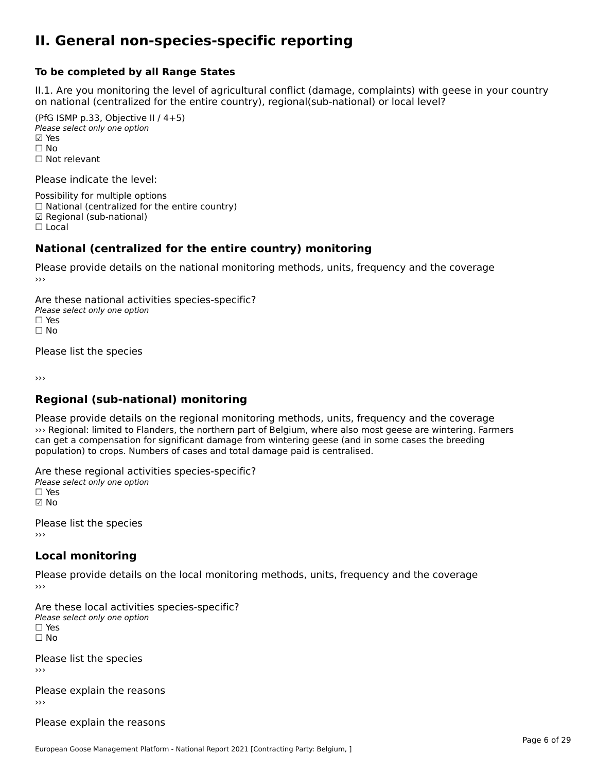# II. General non-species-specific reporting

### To be completed by all Range States

II.1. Are you monitoring the level of agricultural conflict (damage, complaints) with geese in your country on national (centralized for the entire country), regional(sub-national) or local level?

(PfG ISMP p.33, Objective II / 4+5)
*Please select only one option*
☑ Yes
☐ No
☐ Not relevant

Please indicate the level:

Possibility for multiple options
☐ National (centralized for the entire country)
☑ Regional (sub-national)
☐ Local

## National (centralized for the entire country) monitoring

Please provide details on the national monitoring methods, units, frequency and the coverage
›››

Are these national activities species-specific?
*Please select only one option*
☐ Yes
☐ No

Please list the species

›››

## Regional (sub-national) monitoring

Please provide details on the regional monitoring methods, units, frequency and the coverage
››› Regional: limited to Flanders, the northern part of Belgium, where also most geese are wintering. Farmers can get a compensation for significant damage from wintering geese (and in some cases the breeding population) to crops. Numbers of cases and total damage paid is centralised.

Are these regional activities species-specific?
*Please select only one option*
☐ Yes
☑ No

Please list the species
›››

## Local monitoring

Please provide details on the local monitoring methods, units, frequency and the coverage
›››

Are these local activities species-specific?
*Please select only one option*
☐ Yes
☐ No

Please list the species
›››

Please explain the reasons
›››

Please explain the reasons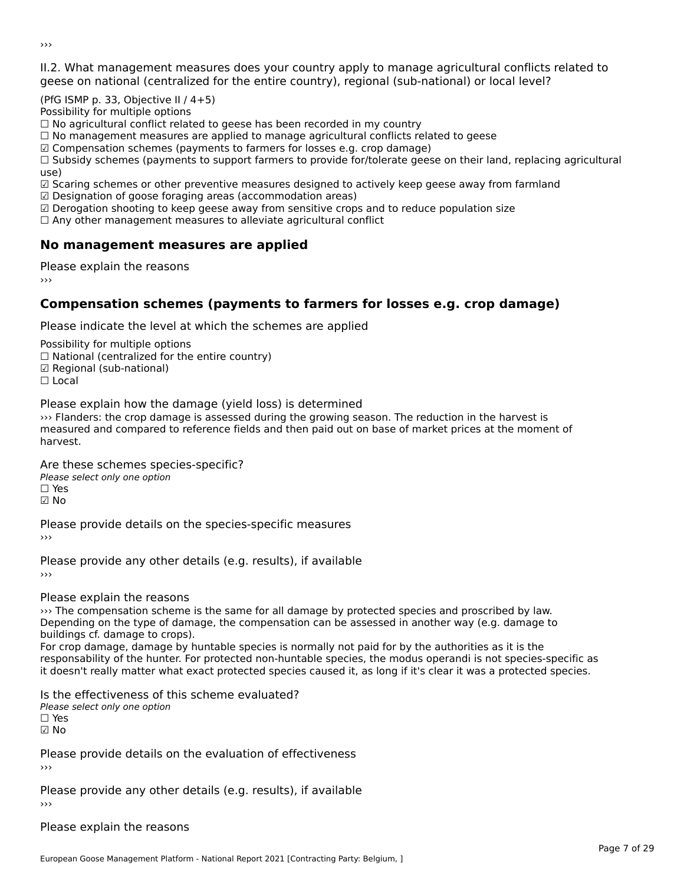›››

II.2. What management measures does your country apply to manage agricultural conflicts related to geese on national (centralized for the entire country), regional (sub-national) or local level?

(PfG ISMP p. 33, Objective II / 4+5)
Possibility for multiple options
☐ No agricultural conflict related to geese has been recorded in my country
☐ No management measures are applied to manage agricultural conflicts related to geese
☑ Compensation schemes (payments to farmers for losses e.g. crop damage)
☐ Subsidy schemes (payments to support farmers to provide for/tolerate geese on their land, replacing agricultural use)
☑ Scaring schemes or other preventive measures designed to actively keep geese away from farmland
☑ Designation of goose foraging areas (accommodation areas)
☑ Derogation shooting to keep geese away from sensitive crops and to reduce population size
☐ Any other management measures to alleviate agricultural conflict

## No management measures are applied

Please explain the reasons
›››

## Compensation schemes (payments to farmers for losses e.g. crop damage)

Please indicate the level at which the schemes are applied

Possibility for multiple options
☐ National (centralized for the entire country)
☑ Regional (sub-national)
☐ Local

Please explain how the damage (yield loss) is determined
››› Flanders: the crop damage is assessed during the growing season. The reduction in the harvest is measured and compared to reference fields and then paid out on base of market prices at the moment of harvest.

Are these schemes species-specific?
*Please select only one option*
☐ Yes
☑ No

Please provide details on the species-specific measures
›››

Please provide any other details (e.g. results), if available
›››

Please explain the reasons
››› The compensation scheme is the same for all damage by protected species and proscribed by law. Depending on the type of damage, the compensation can be assessed in another way (e.g. damage to buildings cf. damage to crops).
For crop damage, damage by huntable species is normally not paid for by the authorities as it is the responsability of the hunter. For protected non-huntable species, the modus operandi is not species-specific as it doesn't really matter what exact protected species caused it, as long if it's clear it was a protected species.

Is the effectiveness of this scheme evaluated?
*Please select only one option*
☐ Yes
☑ No

Please provide details on the evaluation of effectiveness
›››

Please provide any other details (e.g. results), if available
›››

Please explain the reasons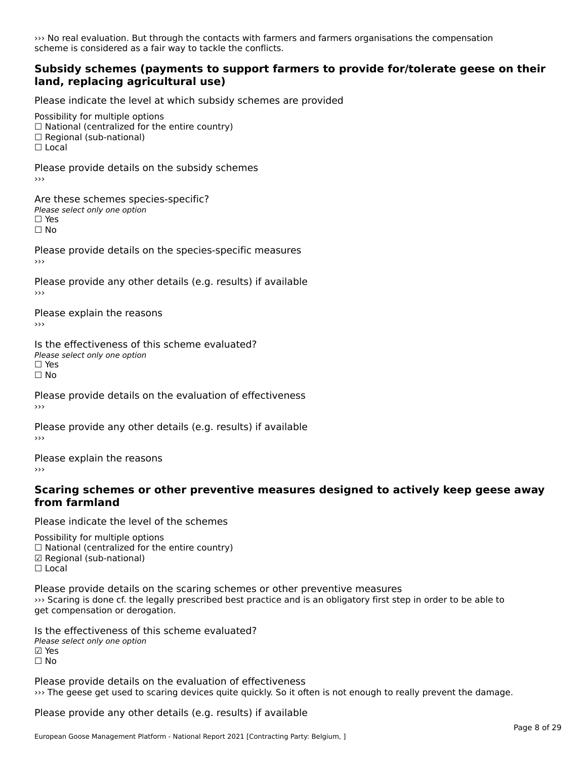››› No real evaluation. But through the contacts with farmers and farmers organisations the compensation scheme is considered as a fair way to tackle the conflicts.

### Subsidy schemes (payments to support farmers to provide for/tolerate geese on their land, replacing agricultural use)

Please indicate the level at which subsidy schemes are provided

Possibility for multiple options
☐ National (centralized for the entire country)
☐ Regional (sub-national)
☐ Local

Please provide details on the subsidy schemes
›››

Are these schemes species-specific?
*Please select only one option*
☐ Yes
☐ No

Please provide details on the species-specific measures
›››

Please provide any other details (e.g. results) if available
›››

Please explain the reasons
›››

Is the effectiveness of this scheme evaluated?
*Please select only one option*
☐ Yes
☐ No

Please provide details on the evaluation of effectiveness
›››

Please provide any other details (e.g. results) if available
›››

Please explain the reasons
›››

### Scaring schemes or other preventive measures designed to actively keep geese away from farmland

Please indicate the level of the schemes

Possibility for multiple options
☐ National (centralized for the entire country)
☑ Regional (sub-national)
☐ Local

Please provide details on the scaring schemes or other preventive measures
››› Scaring is done cf. the legally prescribed best practice and is an obligatory first step in order to be able to get compensation or derogation.

Is the effectiveness of this scheme evaluated?
*Please select only one option*
☑ Yes
☐ No

Please provide details on the evaluation of effectiveness
››› The geese get used to scaring devices quite quickly. So it often is not enough to really prevent the damage.

Please provide any other details (e.g. results) if available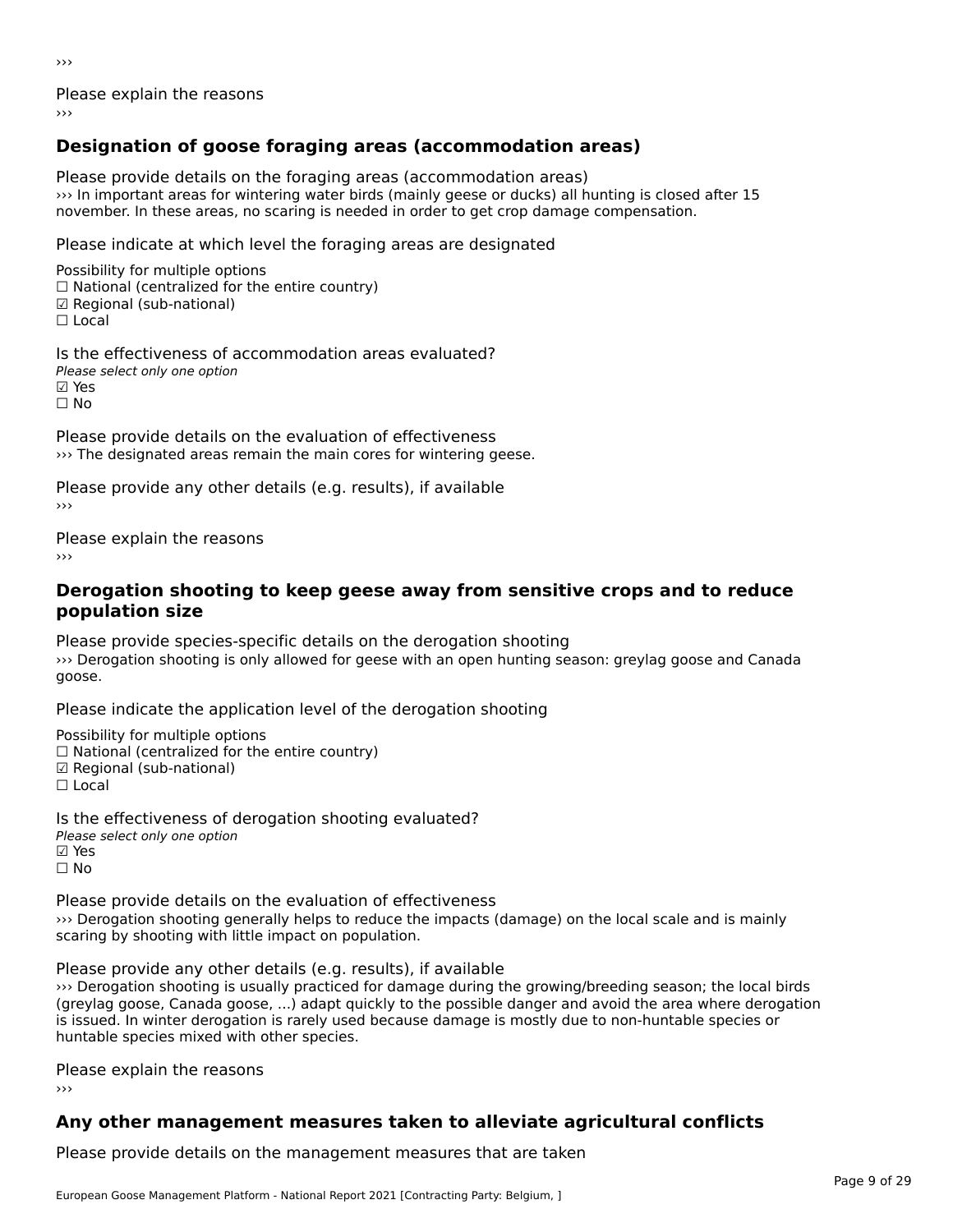›››

Please explain the reasons
›››

## Designation of goose foraging areas (accommodation areas)

Please provide details on the foraging areas (accommodation areas)
››› In important areas for wintering water birds (mainly geese or ducks) all hunting is closed after 15 november. In these areas, no scaring is needed in order to get crop damage compensation.

Please indicate at which level the foraging areas are designated

Possibility for multiple options
☐ National (centralized for the entire country)
☑ Regional (sub-national)
☐ Local

Is the effectiveness of accommodation areas evaluated?
*Please select only one option*
☑ Yes
☐ No

Please provide details on the evaluation of effectiveness
››› The designated areas remain the main cores for wintering geese.

Please provide any other details (e.g. results), if available
›››

Please explain the reasons
›››

## Derogation shooting to keep geese away from sensitive crops and to reduce population size

Please provide species-specific details on the derogation shooting
››› Derogation shooting is only allowed for geese with an open hunting season: greylag goose and Canada goose.

Please indicate the application level of the derogation shooting

Possibility for multiple options
☐ National (centralized for the entire country)
☑ Regional (sub-national)
☐ Local

Is the effectiveness of derogation shooting evaluated?
*Please select only one option*
☑ Yes
☐ No

Please provide details on the evaluation of effectiveness
››› Derogation shooting generally helps to reduce the impacts (damage) on the local scale and is mainly scaring by shooting with little impact on population.

Please provide any other details (e.g. results), if available
››› Derogation shooting is usually practiced for damage during the growing/breeding season; the local birds (greylag goose, Canada goose, ...) adapt quickly to the possible danger and avoid the area where derogation is issued. In winter derogation is rarely used because damage is mostly due to non-huntable species or huntable species mixed with other species.

Please explain the reasons
›››

## Any other management measures taken to alleviate agricultural conflicts

Please provide details on the management measures that are taken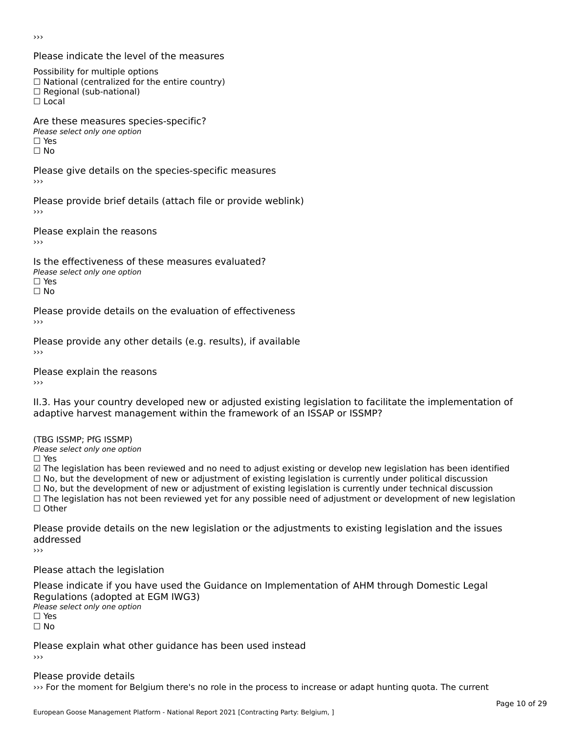›››

Please indicate the level of the measures

Possibility for multiple options
☐ National (centralized for the entire country)
☐ Regional (sub-national)
☐ Local

Are these measures species-specific?
*Please select only one option*
☐ Yes
☐ No

Please give details on the species-specific measures
›››

Please provide brief details (attach file or provide weblink)
›››

Please explain the reasons
›››

Is the effectiveness of these measures evaluated?
*Please select only one option*
☐ Yes
☐ No

Please provide details on the evaluation of effectiveness
›››

Please provide any other details (e.g. results), if available
›››

Please explain the reasons
›››

II.3. Has your country developed new or adjusted existing legislation to facilitate the implementation of adaptive harvest management within the framework of an ISSAP or ISSMP?

(TBG ISSMP; PfG ISSMP)
*Please select only one option*
☐ Yes
☑ The legislation has been reviewed and no need to adjust existing or develop new legislation has been identified
☐ No, but the development of new or adjustment of existing legislation is currently under political discussion
☐ No, but the development of new or adjustment of existing legislation is currently under technical discussion
☐ The legislation has not been reviewed yet for any possible need of adjustment or development of new legislation
☐ Other

Please provide details on the new legislation or the adjustments to existing legislation and the issues addressed
›››

Please attach the legislation

Please indicate if you have used the Guidance on Implementation of AHM through Domestic Legal Regulations (adopted at EGM IWG3)
*Please select only one option*
☐ Yes
☐ No

Please explain what other guidance has been used instead
›››

Please provide details
››› For the moment for Belgium there's no role in the process to increase or adapt hunting quota. The current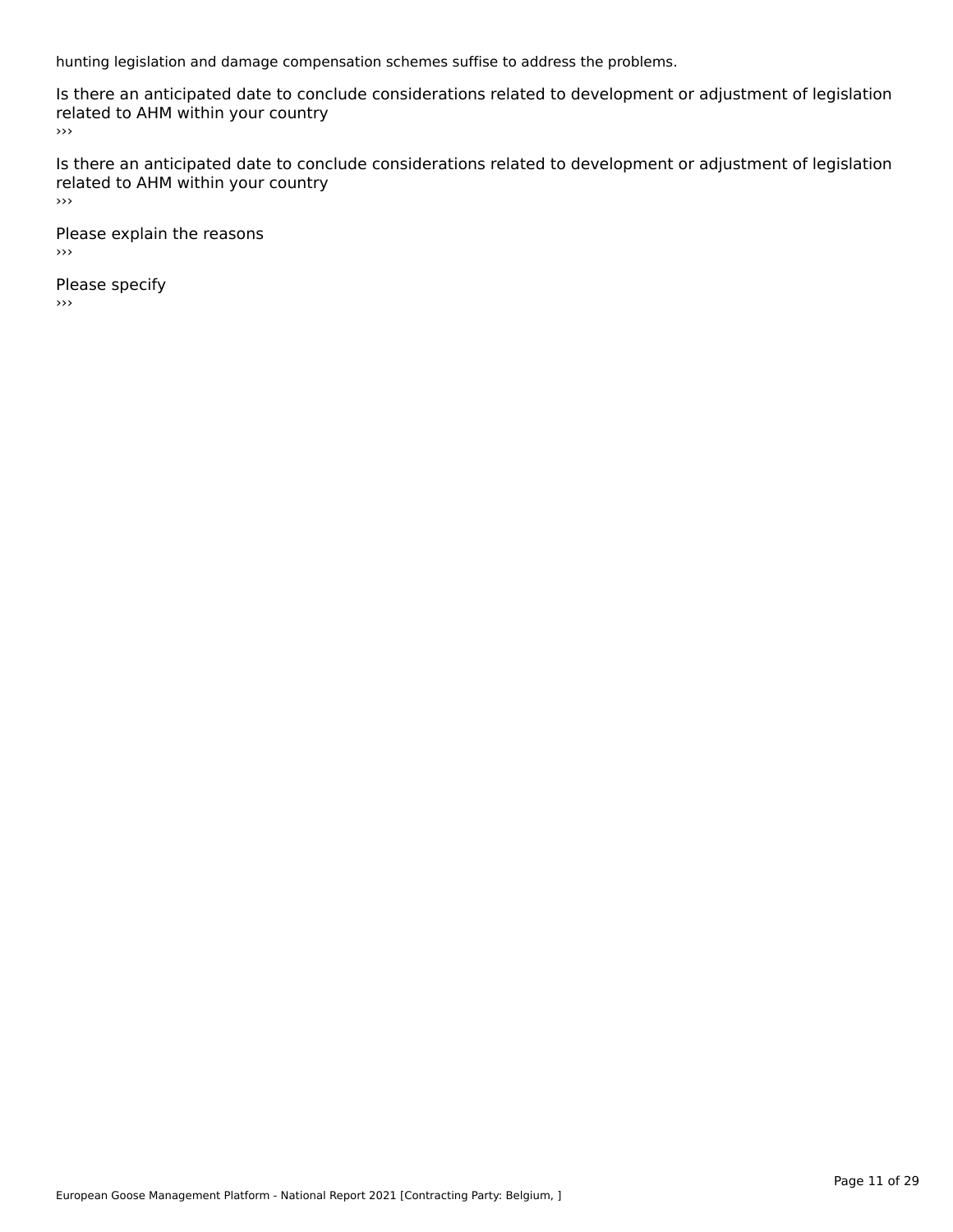hunting legislation and damage compensation schemes suffise to address the problems.

Is there an anticipated date to conclude considerations related to development or adjustment of legislation related to AHM within your country

›››

Is there an anticipated date to conclude considerations related to development or adjustment of legislation related to AHM within your country

›››

Please explain the reasons

›››

Please specify

›››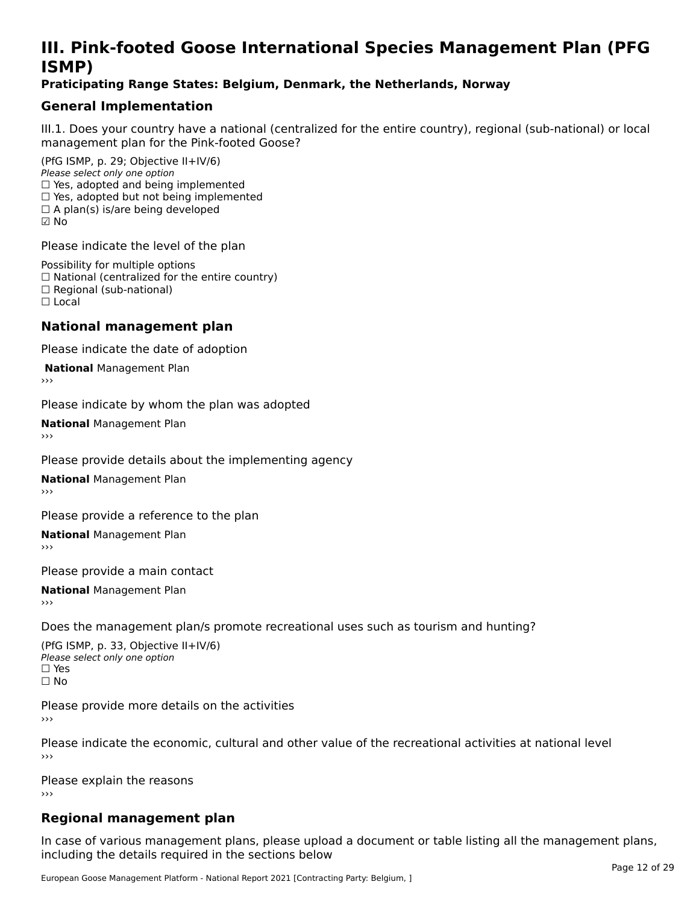# III. Pink-footed Goose International Species Management Plan (PFG ISMP)

**Praticipating Range States: Belgium, Denmark, the Netherlands, Norway**

## General Implementation

III.1. Does your country have a national (centralized for the entire country), regional (sub-national) or local management plan for the Pink-footed Goose?

(PfG ISMP, p. 29; Objective II+IV/6)

*Please select only one option*

☐ Yes, adopted and being implemented
☐ Yes, adopted but not being implemented
☐ A plan(s) is/are being developed
☑ No

Please indicate the level of the plan

Possibility for multiple options

☐ National (centralized for the entire country)
☐ Regional (sub-national)
☐ Local

## National management plan

Please indicate the date of adoption

**National** Management Plan

›››

Please indicate by whom the plan was adopted

**National** Management Plan

›››

Please provide details about the implementing agency

**National** Management Plan

›››

Please provide a reference to the plan

**National** Management Plan

›››

Please provide a main contact

**National** Management Plan

›››

Does the management plan/s promote recreational uses such as tourism and hunting?

(PfG ISMP, p. 33, Objective II+IV/6)

*Please select only one option*

☐ Yes
☐ No

Please provide more details on the activities

›››

Please indicate the economic, cultural and other value of the recreational activities at national level

›››

Please explain the reasons

›››

## Regional management plan

In case of various management plans, please upload a document or table listing all the management plans, including the details required in the sections below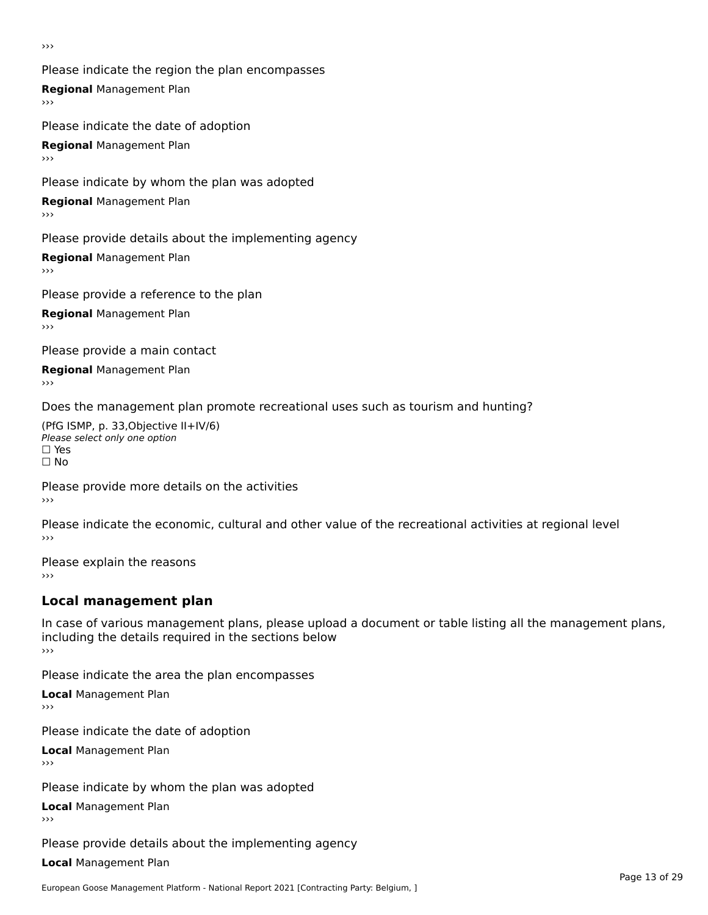›››

Please indicate the region the plan encompasses

**Regional** Management Plan

›››

Please indicate the date of adoption

**Regional** Management Plan

›››

Please indicate by whom the plan was adopted

**Regional** Management Plan

›››

Please provide details about the implementing agency

**Regional** Management Plan

›››

Please provide a reference to the plan

**Regional** Management Plan

›››

Please provide a main contact

**Regional** Management Plan

›››

Does the management plan promote recreational uses such as tourism and hunting?

(PfG ISMP, p. 33,Objective II+IV/6)
*Please select only one option*
☐ Yes
☐ No

Please provide more details on the activities

›››

Please indicate the economic, cultural and other value of the recreational activities at regional level

›››

Please explain the reasons

›››

## Local management plan

In case of various management plans, please upload a document or table listing all the management plans, including the details required in the sections below

›››

Please indicate the area the plan encompasses

**Local** Management Plan

›››

Please indicate the date of adoption

**Local** Management Plan

›››

Please indicate by whom the plan was adopted

**Local** Management Plan

›››

Please provide details about the implementing agency

**Local** Management Plan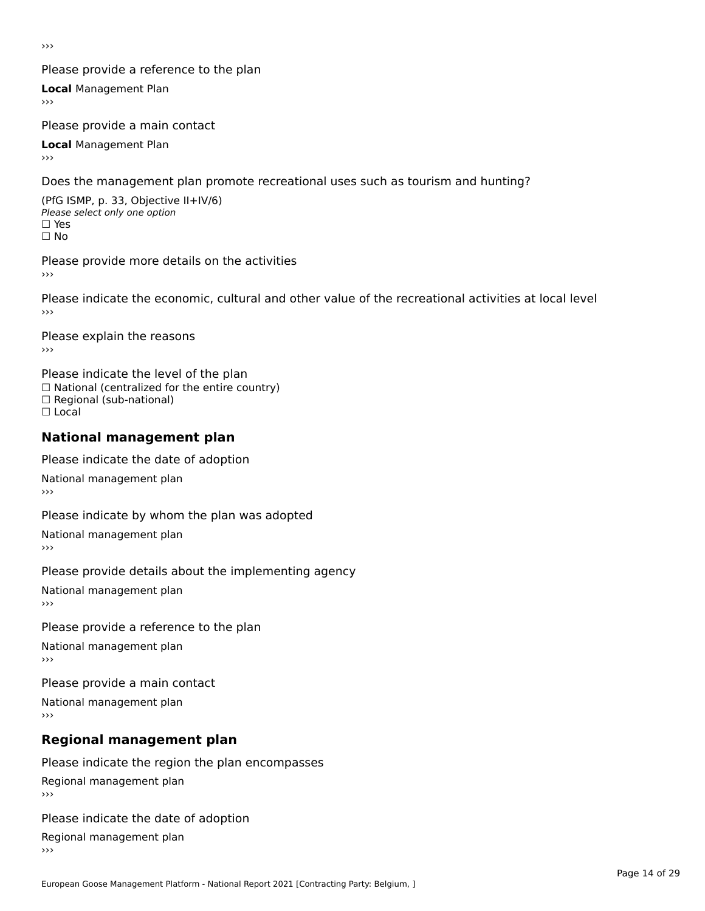›››

Please provide a reference to the plan

**Local** Management Plan

›››

Please provide a main contact

**Local** Management Plan

›››

Does the management plan promote recreational uses such as tourism and hunting?

(PfG ISMP, p. 33, Objective II+IV/6)

*Please select only one option*

☐ Yes

☐ No

Please provide more details on the activities

›››

Please indicate the economic, cultural and other value of the recreational activities at local level

›››

Please explain the reasons

›››

Please indicate the level of the plan

☐ National (centralized for the entire country)

☐ Regional (sub-national)

☐ Local

## National management plan

Please indicate the date of adoption

National management plan

›››

Please indicate by whom the plan was adopted

National management plan

›››

Please provide details about the implementing agency

National management plan

›››

Please provide a reference to the plan

National management plan

›››

Please provide a main contact

National management plan

›››

## Regional management plan

Please indicate the region the plan encompasses

Regional management plan

›››

Please indicate the date of adoption

Regional management plan

›››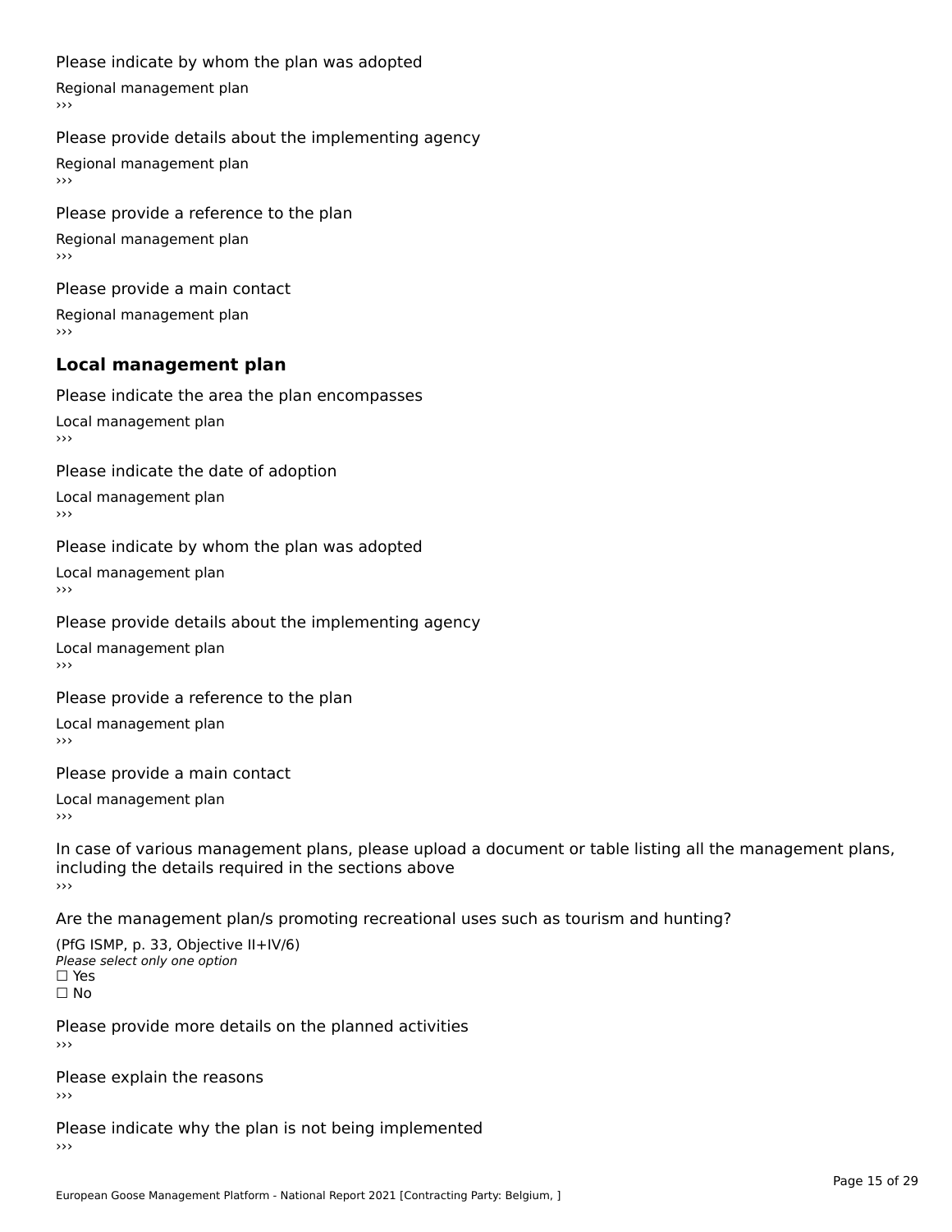Please indicate by whom the plan was adopted

Regional management plan
›››

Please provide details about the implementing agency

Regional management plan
›››

Please provide a reference to the plan

Regional management plan
›››

Please provide a main contact

Regional management plan
›››

## Local management plan

Please indicate the area the plan encompasses

Local management plan
›››

Please indicate the date of adoption

Local management plan
›››

Please indicate by whom the plan was adopted

Local management plan
›››

Please provide details about the implementing agency

Local management plan
›››

Please provide a reference to the plan

Local management plan
›››

Please provide a main contact

Local management plan
›››

In case of various management plans, please upload a document or table listing all the management plans, including the details required in the sections above
›››

Are the management plan/s promoting recreational uses such as tourism and hunting?

(PfG ISMP, p. 33, Objective II+IV/6)
*Please select only one option*
☐ Yes
☐ No

Please provide more details on the planned activities
›››

Please explain the reasons
›››

Please indicate why the plan is not being implemented
›››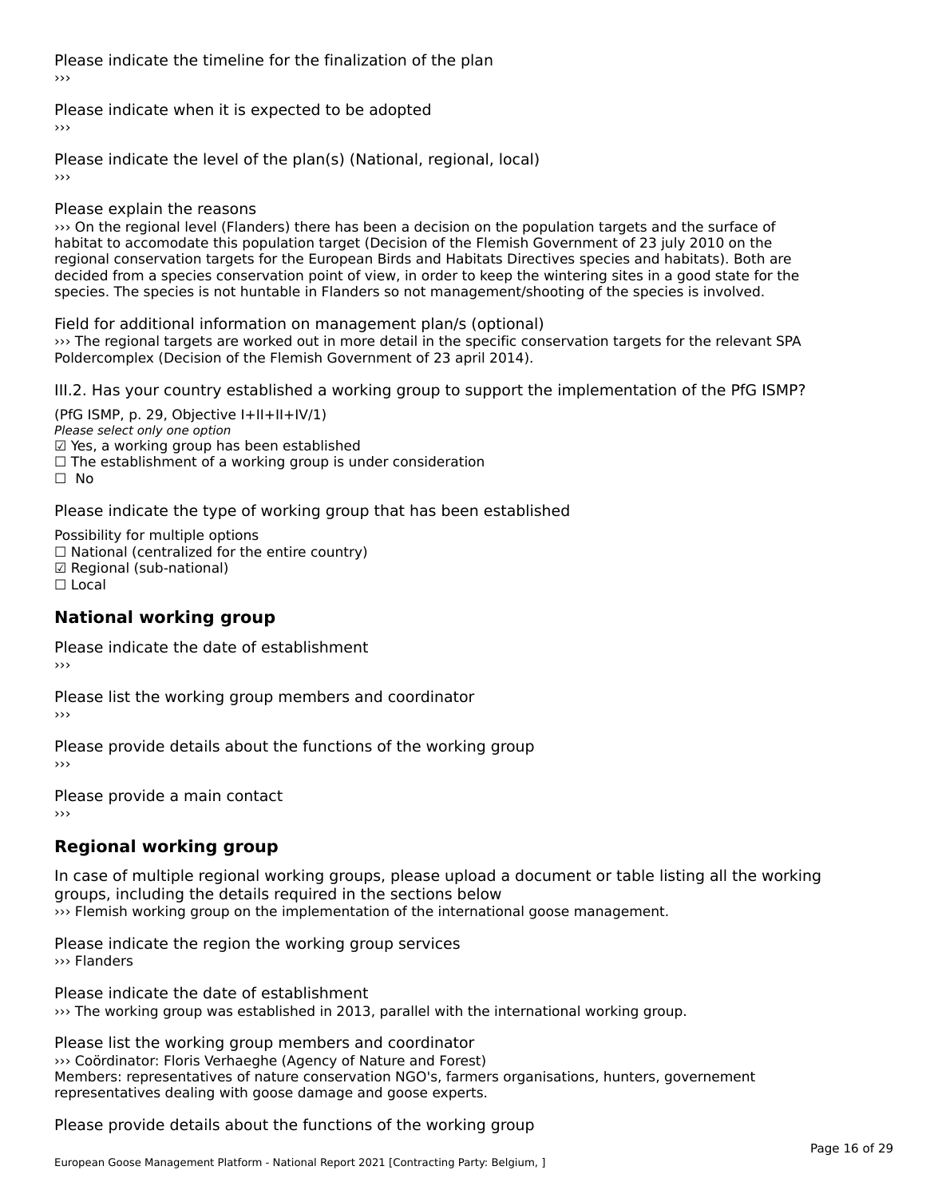Please indicate the timeline for the finalization of the plan
›››

Please indicate when it is expected to be adopted
›››

Please indicate the level of the plan(s) (National, regional, local)
›››

Please explain the reasons
››› On the regional level (Flanders) there has been a decision on the population targets and the surface of habitat to accomodate this population target (Decision of the Flemish Government of 23 july 2010 on the regional conservation targets for the European Birds and Habitats Directives species and habitats). Both are decided from a species conservation point of view, in order to keep the wintering sites in a good state for the species. The species is not huntable in Flanders so not management/shooting of the species is involved.

Field for additional information on management plan/s (optional)
››› The regional targets are worked out in more detail in the specific conservation targets for the relevant SPA Poldercomplex (Decision of the Flemish Government of 23 april 2014).

III.2. Has your country established a working group to support the implementation of the PfG ISMP?

(PfG ISMP, p. 29, Objective I+II+II+IV/1)
*Please select only one option*
☑ Yes, a working group has been established
☐ The establishment of a working group is under consideration
☐ No

Please indicate the type of working group that has been established

Possibility for multiple options
☐ National (centralized for the entire country)
☑ Regional (sub-national)
☐ Local

## National working group

Please indicate the date of establishment
›››

Please list the working group members and coordinator
›››

Please provide details about the functions of the working group
›››

Please provide a main contact
›››

## Regional working group

In case of multiple regional working groups, please upload a document or table listing all the working groups, including the details required in the sections below
››› Flemish working group on the implementation of the international goose management.

Please indicate the region the working group services
››› Flanders

Please indicate the date of establishment
››› The working group was established in 2013, parallel with the international working group.

Please list the working group members and coordinator
››› Coördinator: Floris Verhaeghe (Agency of Nature and Forest)
Members: representatives of nature conservation NGO's, farmers organisations, hunters, governement representatives dealing with goose damage and goose experts.

Please provide details about the functions of the working group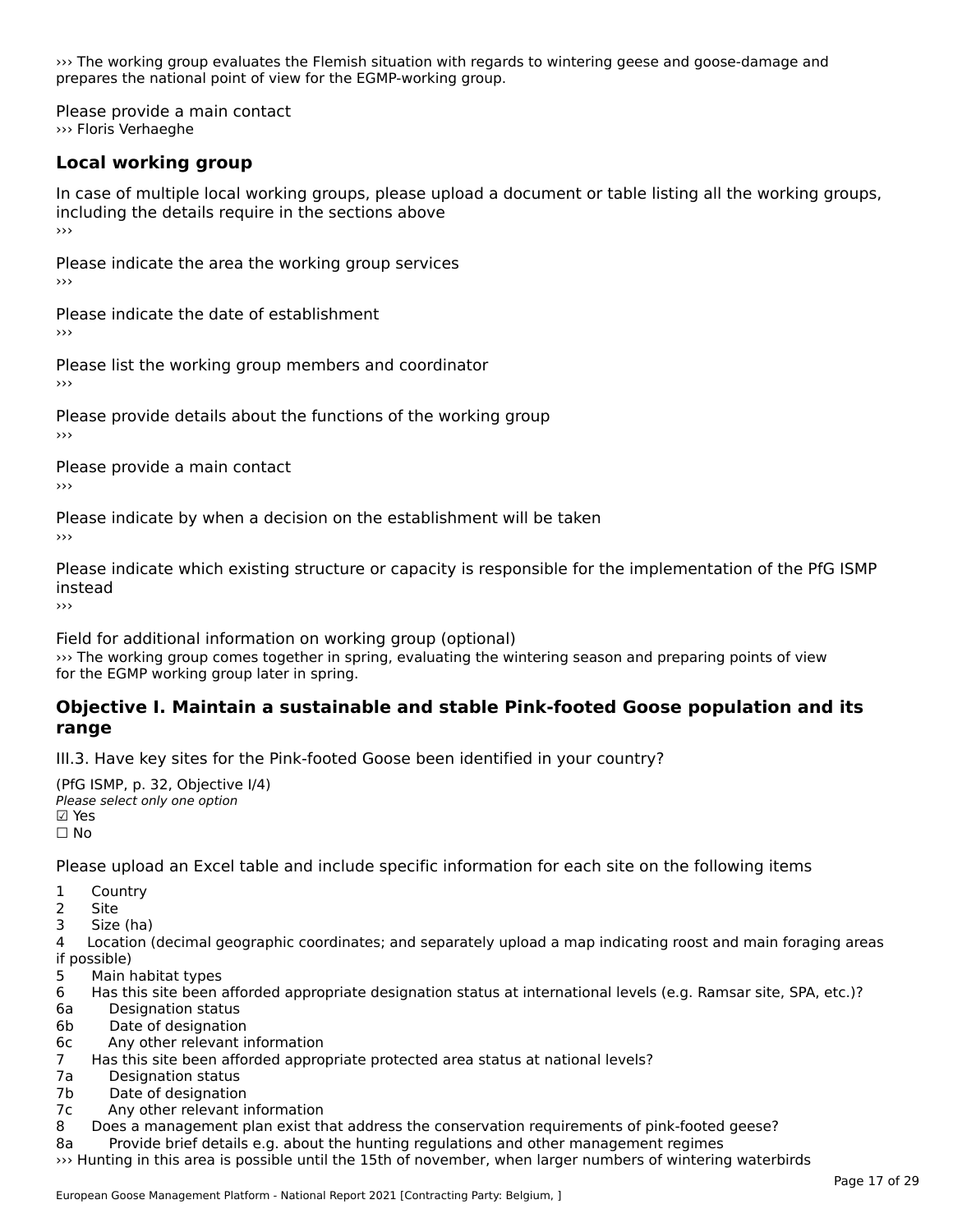››› The working group evaluates the Flemish situation with regards to wintering geese and goose-damage and prepares the national point of view for the EGMP-working group.

Please provide a main contact
››› Floris Verhaeghe

### Local working group

In case of multiple local working groups, please upload a document or table listing all the working groups, including the details require in the sections above
›››

Please indicate the area the working group services
›››

Please indicate the date of establishment
›››

Please list the working group members and coordinator
›››

Please provide details about the functions of the working group
›››

Please provide a main contact
›››

Please indicate by when a decision on the establishment will be taken
›››

Please indicate which existing structure or capacity is responsible for the implementation of the PfG ISMP instead
›››

Field for additional information on working group (optional)
››› The working group comes together in spring, evaluating the wintering season and preparing points of view for the EGMP working group later in spring.

## Objective I. Maintain a sustainable and stable Pink-footed Goose population and its range

III.3. Have key sites for the Pink-footed Goose been identified in your country?

(PfG ISMP, p. 32, Objective I/4)
*Please select only one option*
☑ Yes
☐ No

Please upload an Excel table and include specific information for each site on the following items

1 Country
2 Site
3 Size (ha)
4 Location (decimal geographic coordinates; and separately upload a map indicating roost and main foraging areas if possible)
5 Main habitat types
6 Has this site been afforded appropriate designation status at international levels (e.g. Ramsar site, SPA, etc.)?
6a Designation status
6b Date of designation
6c Any other relevant information
7 Has this site been afforded appropriate protected area status at national levels?
7a Designation status
7b Date of designation
7c Any other relevant information
8 Does a management plan exist that address the conservation requirements of pink-footed geese?
8a Provide brief details e.g. about the hunting regulations and other management regimes
››› Hunting in this area is possible until the 15th of november, when larger numbers of wintering waterbirds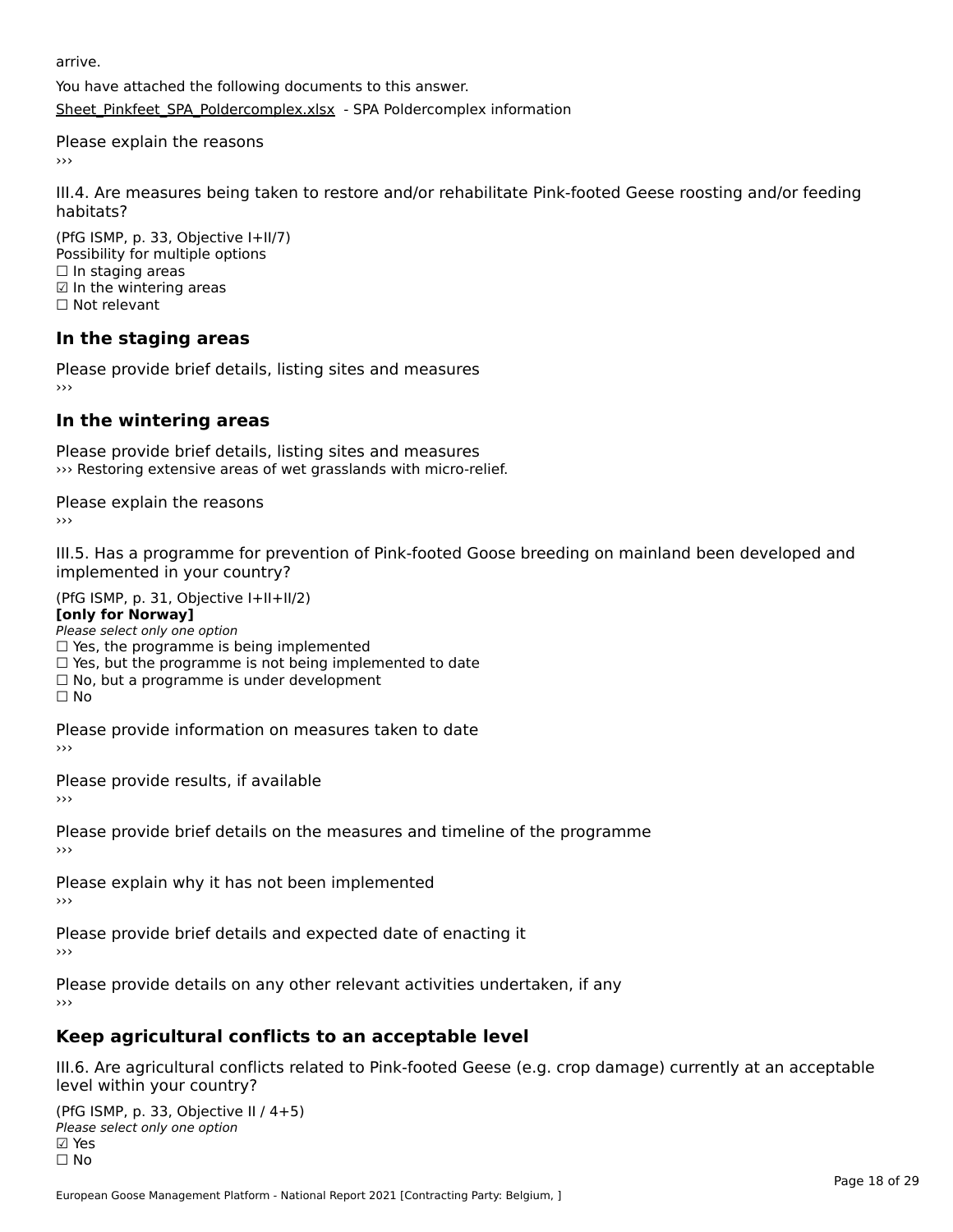arrive.

You have attached the following documents to this answer.

Sheet_Pinkfeet_SPA_Poldercomplex.xlsx - SPA Poldercomplex information

Please explain the reasons

›››

III.4. Are measures being taken to restore and/or rehabilitate Pink-footed Geese roosting and/or feeding habitats?

(PfG ISMP, p. 33, Objective I+II/7)
Possibility for multiple options
☐ In staging areas
☑ In the wintering areas
☐ Not relevant

## In the staging areas

Please provide brief details, listing sites and measures
›››

## In the wintering areas

Please provide brief details, listing sites and measures
››› Restoring extensive areas of wet grasslands with micro-relief.

Please explain the reasons
›››

III.5. Has a programme for prevention of Pink-footed Goose breeding on mainland been developed and implemented in your country?

(PfG ISMP, p. 31, Objective I+II+II/2)
**[only for Norway]**
*Please select only one option*
☐ Yes, the programme is being implemented
☐ Yes, but the programme is not being implemented to date
☐ No, but a programme is under development
☐ No

Please provide information on measures taken to date
›››

Please provide results, if available
›››

Please provide brief details on the measures and timeline of the programme
›››

Please explain why it has not been implemented
›››

Please provide brief details and expected date of enacting it
›››

Please provide details on any other relevant activities undertaken, if any
›››

## Keep agricultural conflicts to an acceptable level

III.6. Are agricultural conflicts related to Pink-footed Geese (e.g. crop damage) currently at an acceptable level within your country?

(PfG ISMP, p. 33, Objective II / 4+5)
*Please select only one option*
☑ Yes
☐ No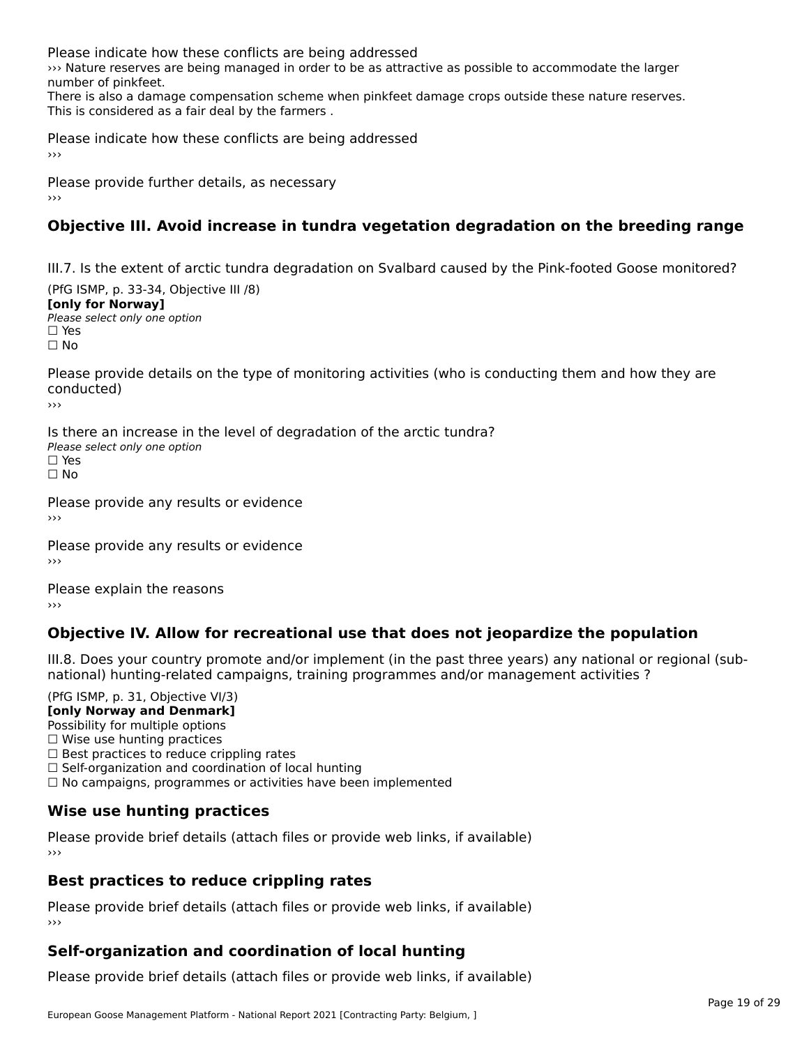Please indicate how these conflicts are being addressed

››› Nature reserves are being managed in order to be as attractive as possible to accommodate the larger number of pinkfeet.

There is also a damage compensation scheme when pinkfeet damage crops outside these nature reserves. This is considered as a fair deal by the farmers .

Please indicate how these conflicts are being addressed

›››

Please provide further details, as necessary

›››

## Objective III. Avoid increase in tundra vegetation degradation on the breeding range

III.7. Is the extent of arctic tundra degradation on Svalbard caused by the Pink-footed Goose monitored?

(PfG ISMP, p. 33-34, Objective III /8)

**[only for Norway]**

*Please select only one option*

☐ Yes

☐ No

Please provide details on the type of monitoring activities (who is conducting them and how they are conducted)

›››

Is there an increase in the level of degradation of the arctic tundra?

*Please select only one option*

☐ Yes

☐ No

Please provide any results or evidence

›››

Please provide any results or evidence

›››

Please explain the reasons

›››

## Objective IV. Allow for recreational use that does not jeopardize the population

III.8. Does your country promote and/or implement (in the past three years) any national or regional (sub-national) hunting-related campaigns, training programmes and/or management activities ?

(PfG ISMP, p. 31, Objective VI/3)

**[only Norway and Denmark]**

Possibility for multiple options

☐ Wise use hunting practices

☐ Best practices to reduce crippling rates

☐ Self-organization and coordination of local hunting

☐ No campaigns, programmes or activities have been implemented

### Wise use hunting practices

Please provide brief details (attach files or provide web links, if available)

›››

### Best practices to reduce crippling rates

Please provide brief details (attach files or provide web links, if available)

›››

### Self-organization and coordination of local hunting

Please provide brief details (attach files or provide web links, if available)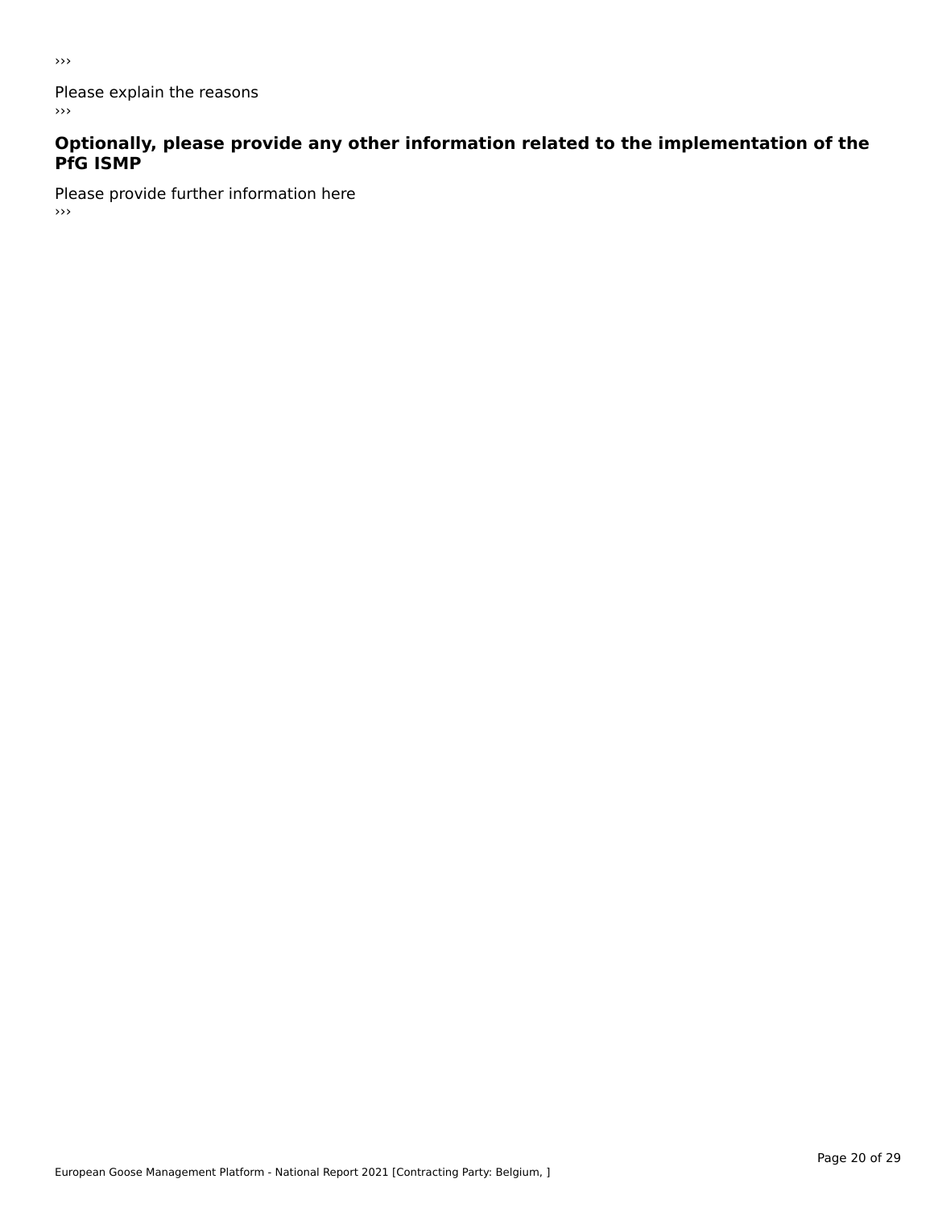›››

Please explain the reasons

›››

### Optionally, please provide any other information related to the implementation of the PfG ISMP

Please provide further information here

›››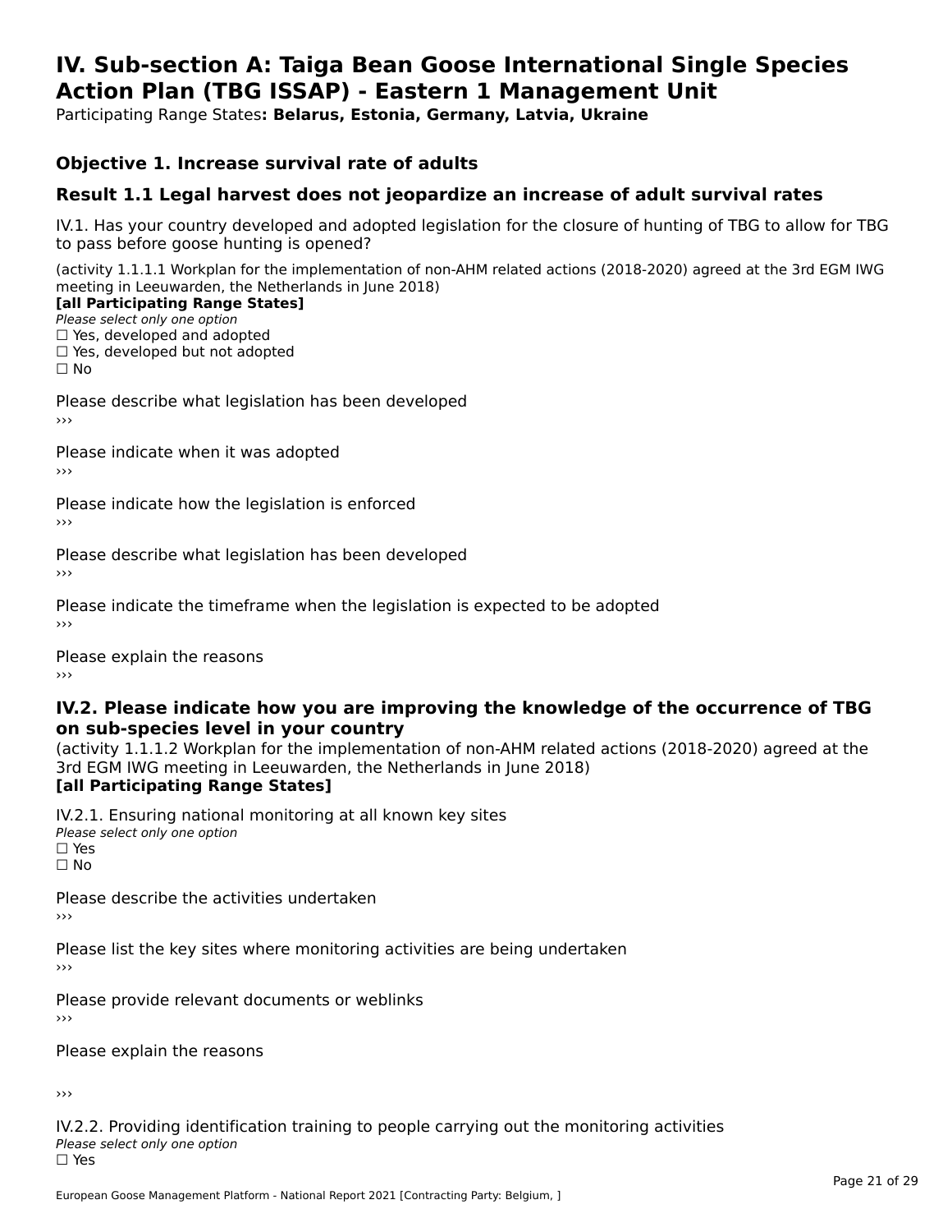# IV. Sub-section A: Taiga Bean Goose International Single Species Action Plan (TBG ISSAP) - Eastern 1 Management Unit

Participating Range States**: Belarus, Estonia, Germany, Latvia, Ukraine**

## Objective 1. Increase survival rate of adults

## Result 1.1 Legal harvest does not jeopardize an increase of adult survival rates

IV.1. Has your country developed and adopted legislation for the closure of hunting of TBG to allow for TBG to pass before goose hunting is opened?

(activity 1.1.1.1 Workplan for the implementation of non-AHM related actions (2018-2020) agreed at the 3rd EGM IWG meeting in Leeuwarden, the Netherlands in June 2018)

**[all Participating Range States]**

*Please select only one option*

☐ Yes, developed and adopted
☐ Yes, developed but not adopted
☐ No

Please describe what legislation has been developed
›››

Please indicate when it was adopted
›››

Please indicate how the legislation is enforced
›››

Please describe what legislation has been developed
›››

Please indicate the timeframe when the legislation is expected to be adopted
›››

Please explain the reasons
›››

### IV.2. Please indicate how you are improving the knowledge of the occurrence of TBG on sub-species level in your country

(activity 1.1.1.2 Workplan for the implementation of non-AHM related actions (2018-2020) agreed at the 3rd EGM IWG meeting in Leeuwarden, the Netherlands in June 2018)

**[all Participating Range States]**

IV.2.1. Ensuring national monitoring at all known key sites

*Please select only one option*

☐ Yes
☐ No

Please describe the activities undertaken
›››

Please list the key sites where monitoring activities are being undertaken
›››

Please provide relevant documents or weblinks
›››

Please explain the reasons

›››

IV.2.2. Providing identification training to people carrying out the monitoring activities

*Please select only one option*

☐ Yes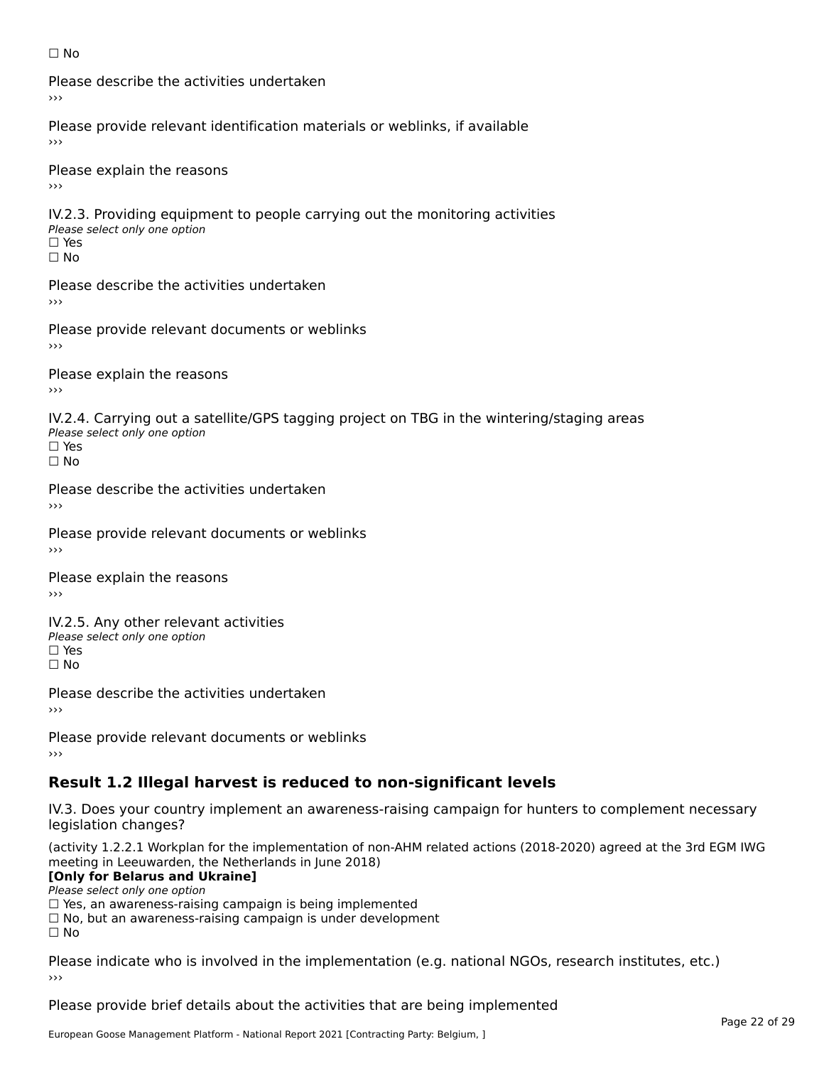☐ No

Please describe the activities undertaken
›››

Please provide relevant identification materials or weblinks, if available
›››

Please explain the reasons
›››

IV.2.3. Providing equipment to people carrying out the monitoring activities
*Please select only one option*
☐ Yes
☐ No

Please describe the activities undertaken
›››

Please provide relevant documents or weblinks
›››

Please explain the reasons
›››

IV.2.4. Carrying out a satellite/GPS tagging project on TBG in the wintering/staging areas
*Please select only one option*
☐ Yes
☐ No

Please describe the activities undertaken
›››

Please provide relevant documents or weblinks
›››

Please explain the reasons
›››

IV.2.5. Any other relevant activities
*Please select only one option*
☐ Yes
☐ No

Please describe the activities undertaken
›››

Please provide relevant documents or weblinks
›››

## Result 1.2 Illegal harvest is reduced to non-significant levels

IV.3. Does your country implement an awareness-raising campaign for hunters to complement necessary legislation changes?

(activity 1.2.2.1 Workplan for the implementation of non-AHM related actions (2018-2020) agreed at the 3rd EGM IWG meeting in Leeuwarden, the Netherlands in June 2018)
**[Only for Belarus and Ukraine]**
*Please select only one option*
☐ Yes, an awareness-raising campaign is being implemented
☐ No, but an awareness-raising campaign is under development
☐ No

Please indicate who is involved in the implementation (e.g. national NGOs, research institutes, etc.)
›››

Please provide brief details about the activities that are being implemented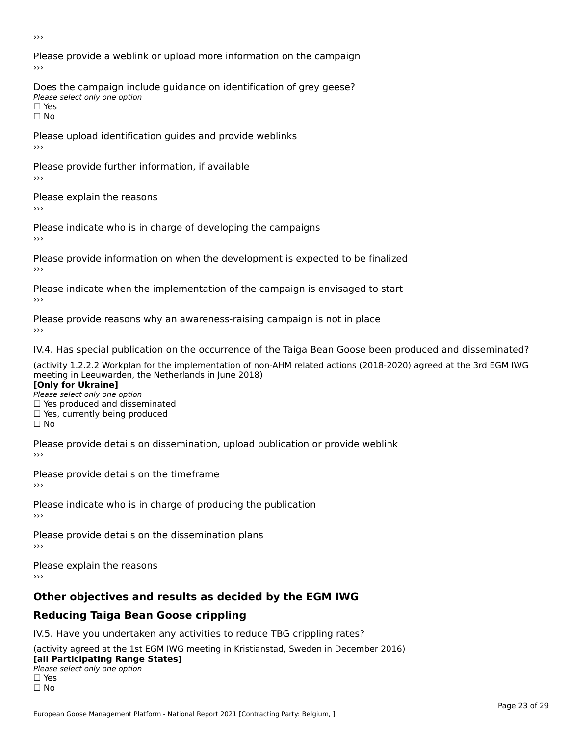›››

Please provide a weblink or upload more information on the campaign

›››

Does the campaign include guidance on identification of grey geese?

*Please select only one option*

☐ Yes

☐ No

Please upload identification guides and provide weblinks

›››

Please provide further information, if available

›››

Please explain the reasons

›››

Please indicate who is in charge of developing the campaigns

›››

Please provide information on when the development is expected to be finalized

›››

Please indicate when the implementation of the campaign is envisaged to start

›››

Please provide reasons why an awareness-raising campaign is not in place

›››

IV.4. Has special publication on the occurrence of the Taiga Bean Goose been produced and disseminated?

(activity 1.2.2.2 Workplan for the implementation of non-AHM related actions (2018-2020) agreed at the 3rd EGM IWG meeting in Leeuwarden, the Netherlands in June 2018)

**[Only for Ukraine]**

*Please select only one option*

☐ Yes produced and disseminated

☐ Yes, currently being produced

☐ No

Please provide details on dissemination, upload publication or provide weblink

›››

Please provide details on the timeframe

›››

Please indicate who is in charge of producing the publication

›››

Please provide details on the dissemination plans

›››

Please explain the reasons

›››

## Other objectives and results as decided by the EGM IWG

## Reducing Taiga Bean Goose crippling

IV.5. Have you undertaken any activities to reduce TBG crippling rates?

(activity agreed at the 1st EGM IWG meeting in Kristianstad, Sweden in December 2016)

**[all Participating Range States]**

*Please select only one option*

☐ Yes

☐ No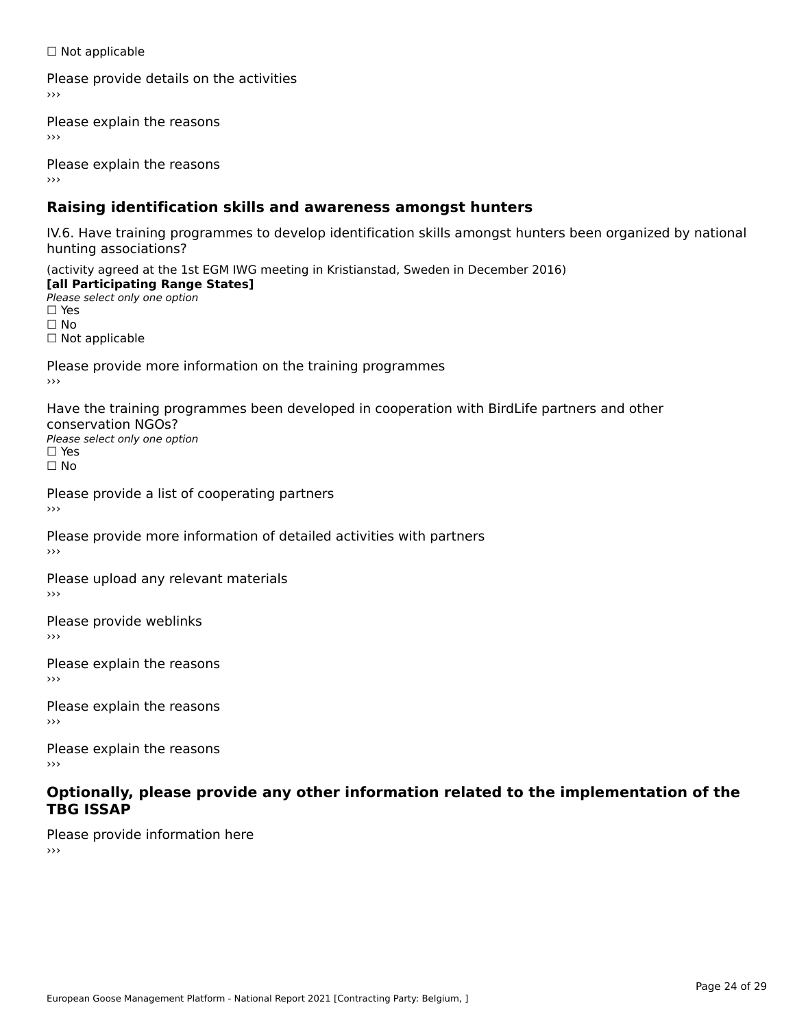☐ Not applicable

Please provide details on the activities
›››

Please explain the reasons
›››

Please explain the reasons
›››

## Raising identification skills and awareness amongst hunters

IV.6. Have training programmes to develop identification skills amongst hunters been organized by national hunting associations?

(activity agreed at the 1st EGM IWG meeting in Kristianstad, Sweden in December 2016)
**[all Participating Range States]**
*Please select only one option*
☐ Yes
☐ No
☐ Not applicable

Please provide more information on the training programmes
›››

Have the training programmes been developed in cooperation with BirdLife partners and other conservation NGOs?
*Please select only one option*
☐ Yes
☐ No

Please provide a list of cooperating partners
›››

Please provide more information of detailed activities with partners
›››

Please upload any relevant materials
›››

Please provide weblinks
›››

Please explain the reasons
›››

Please explain the reasons
›››

Please explain the reasons
›››

## Optionally, please provide any other information related to the implementation of the TBG ISSAP

Please provide information here
›››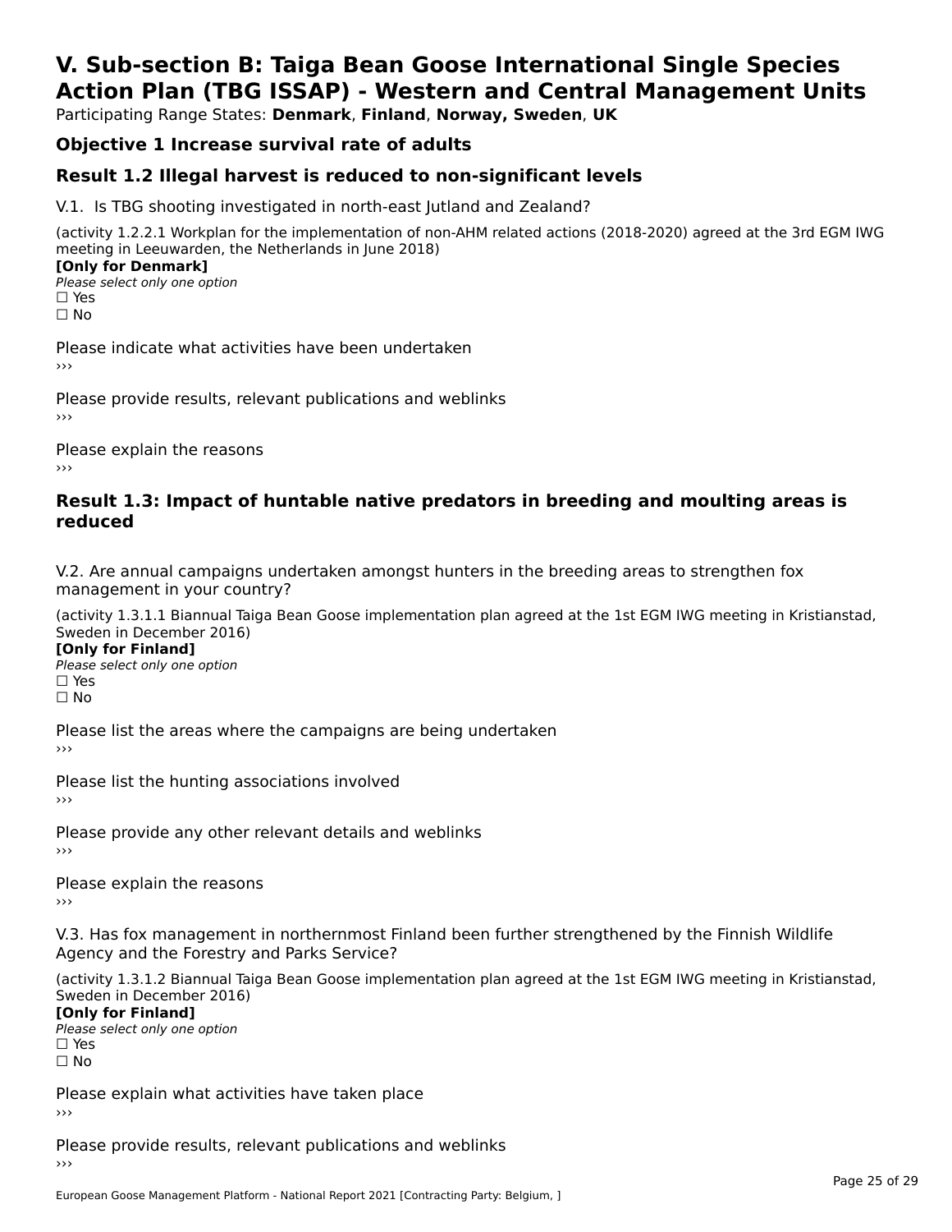# V. Sub-section B: Taiga Bean Goose International Single Species Action Plan (TBG ISSAP) - Western and Central Management Units

Participating Range States: **Denmark**, **Finland**, **Norway, Sweden**, **UK**

## Objective 1 Increase survival rate of adults

## Result 1.2 Illegal harvest is reduced to non-significant levels

V.1. Is TBG shooting investigated in north-east Jutland and Zealand?

(activity 1.2.2.1 Workplan for the implementation of non-AHM related actions (2018-2020) agreed at the 3rd EGM IWG meeting in Leeuwarden, the Netherlands in June 2018)

**[Only for Denmark]**

*Please select only one option*

☐ Yes

☐ No

Please indicate what activities have been undertaken

›››

Please provide results, relevant publications and weblinks

›››

Please explain the reasons

›››

## Result 1.3: Impact of huntable native predators in breeding and moulting areas is reduced

V.2. Are annual campaigns undertaken amongst hunters in the breeding areas to strengthen fox management in your country?

(activity 1.3.1.1 Biannual Taiga Bean Goose implementation plan agreed at the 1st EGM IWG meeting in Kristianstad, Sweden in December 2016)

**[Only for Finland]**

*Please select only one option*

☐ Yes

☐ No

Please list the areas where the campaigns are being undertaken

›››

Please list the hunting associations involved

›››

Please provide any other relevant details and weblinks

›››

Please explain the reasons

›››

V.3. Has fox management in northernmost Finland been further strengthened by the Finnish Wildlife Agency and the Forestry and Parks Service?

(activity 1.3.1.2 Biannual Taiga Bean Goose implementation plan agreed at the 1st EGM IWG meeting in Kristianstad, Sweden in December 2016)

**[Only for Finland]**

*Please select only one option*

☐ Yes

☐ No

Please explain what activities have taken place

›››

Please provide results, relevant publications and weblinks

›››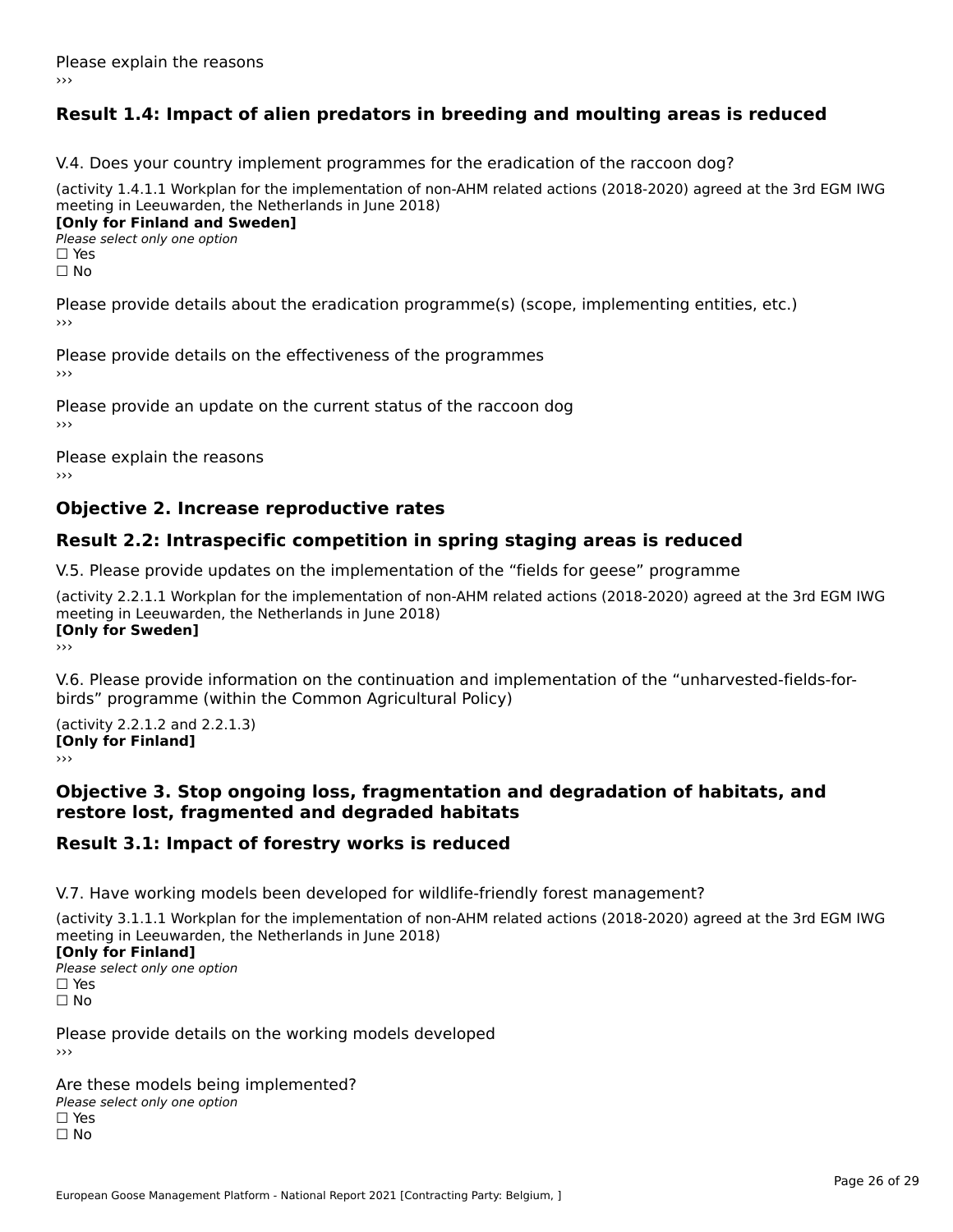Please explain the reasons

›››

## Result 1.4: Impact of alien predators in breeding and moulting areas is reduced

V.4. Does your country implement programmes for the eradication of the raccoon dog?

(activity 1.4.1.1 Workplan for the implementation of non-AHM related actions (2018-2020) agreed at the 3rd EGM IWG meeting in Leeuwarden, the Netherlands in June 2018)

**[Only for Finland and Sweden]**

*Please select only one option*

☐ Yes

☐ No

Please provide details about the eradication programme(s) (scope, implementing entities, etc.)

›››

Please provide details on the effectiveness of the programmes

›››

Please provide an update on the current status of the raccoon dog

›››

Please explain the reasons

›››

# Objective 2. Increase reproductive rates

## Result 2.2: Intraspecific competition in spring staging areas is reduced

V.5. Please provide updates on the implementation of the “fields for geese” programme

(activity 2.2.1.1 Workplan for the implementation of non-AHM related actions (2018-2020) agreed at the 3rd EGM IWG meeting in Leeuwarden, the Netherlands in June 2018)

**[Only for Sweden]**

›››

V.6. Please provide information on the continuation and implementation of the “unharvested-fields-for-birds” programme (within the Common Agricultural Policy)

(activity 2.2.1.2 and 2.2.1.3)

**[Only for Finland]**

›››

# Objective 3. Stop ongoing loss, fragmentation and degradation of habitats, and restore lost, fragmented and degraded habitats

## Result 3.1: Impact of forestry works is reduced

V.7. Have working models been developed for wildlife-friendly forest management?

(activity 3.1.1.1 Workplan for the implementation of non-AHM related actions (2018-2020) agreed at the 3rd EGM IWG meeting in Leeuwarden, the Netherlands in June 2018)

**[Only for Finland]**

*Please select only one option*

☐ Yes

☐ No

Please provide details on the working models developed

›››

Are these models being implemented?

*Please select only one option*

☐ Yes

☐ No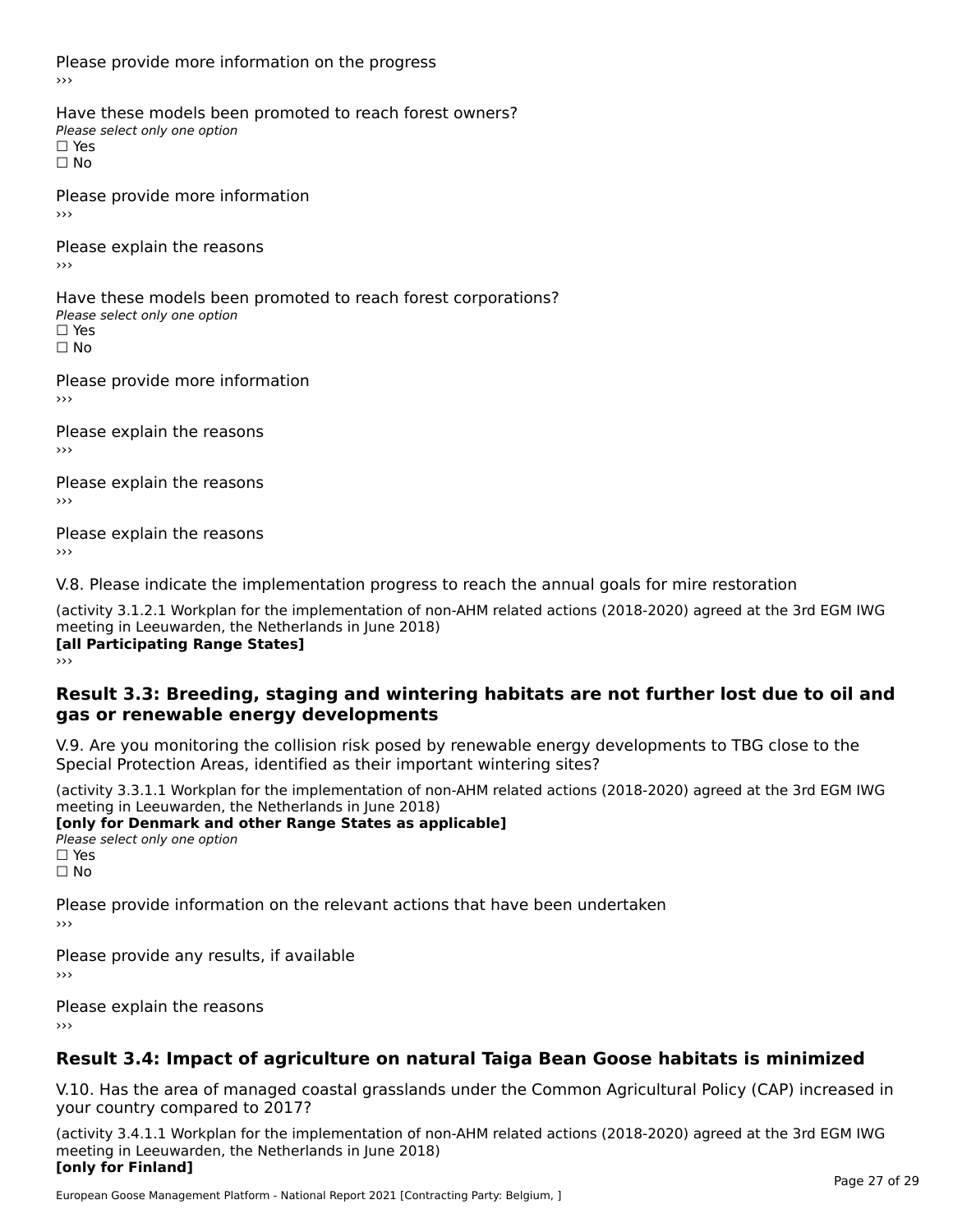Please provide more information on the progress

›››

Have these models been promoted to reach forest owners?

*Please select only one option*

☐ Yes

☐ No

Please provide more information

›››

Please explain the reasons

›››

Have these models been promoted to reach forest corporations?

*Please select only one option*

☐ Yes

☐ No

Please provide more information

›››

Please explain the reasons

›››

Please explain the reasons

›››

Please explain the reasons

›››

V.8. Please indicate the implementation progress to reach the annual goals for mire restoration

(activity 3.1.2.1 Workplan for the implementation of non-AHM related actions (2018-2020) agreed at the 3rd EGM IWG meeting in Leeuwarden, the Netherlands in June 2018)

**[all Participating Range States]**

›››

## Result 3.3: Breeding, staging and wintering habitats are not further lost due to oil and gas or renewable energy developments

V.9. Are you monitoring the collision risk posed by renewable energy developments to TBG close to the Special Protection Areas, identified as their important wintering sites?

(activity 3.3.1.1 Workplan for the implementation of non-AHM related actions (2018-2020) agreed at the 3rd EGM IWG meeting in Leeuwarden, the Netherlands in June 2018)

**[only for Denmark and other Range States as applicable]**

*Please select only one option*

☐ Yes

☐ No

Please provide information on the relevant actions that have been undertaken

›››

Please provide any results, if available

›››

Please explain the reasons

›››

## Result 3.4: Impact of agriculture on natural Taiga Bean Goose habitats is minimized

V.10. Has the area of managed coastal grasslands under the Common Agricultural Policy (CAP) increased in your country compared to 2017?

(activity 3.4.1.1 Workplan for the implementation of non-AHM related actions (2018-2020) agreed at the 3rd EGM IWG meeting in Leeuwarden, the Netherlands in June 2018)

**[only for Finland]**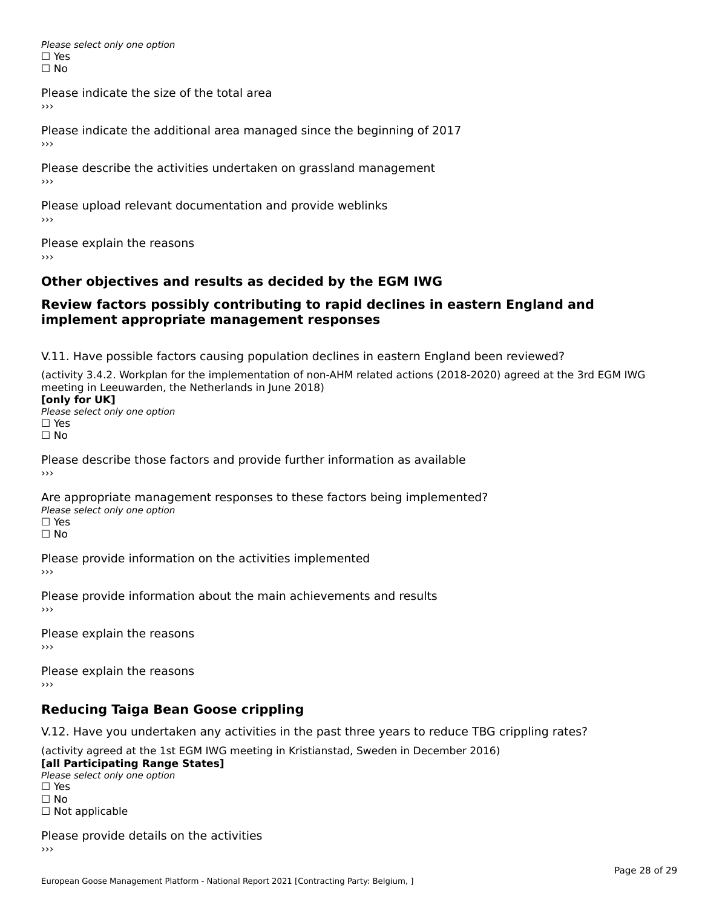*Please select only one option*
☐ Yes
☐ No

Please indicate the size of the total area
›››

Please indicate the additional area managed since the beginning of 2017
›››

Please describe the activities undertaken on grassland management
›››

Please upload relevant documentation and provide weblinks
›››

Please explain the reasons
›››

## Other objectives and results as decided by the EGM IWG

## Review factors possibly contributing to rapid declines in eastern England and implement appropriate management responses

V.11. Have possible factors causing population declines in eastern England been reviewed?

(activity 3.4.2. Workplan for the implementation of non-AHM related actions (2018-2020) agreed at the 3rd EGM IWG meeting in Leeuwarden, the Netherlands in June 2018)
**[only for UK]**
*Please select only one option*
☐ Yes
☐ No

Please describe those factors and provide further information as available
›››

Are appropriate management responses to these factors being implemented?
*Please select only one option*
☐ Yes
☐ No

Please provide information on the activities implemented
›››

Please provide information about the main achievements and results
›››

Please explain the reasons
›››

Please explain the reasons
›››

## Reducing Taiga Bean Goose crippling

V.12. Have you undertaken any activities in the past three years to reduce TBG crippling rates?

(activity agreed at the 1st EGM IWG meeting in Kristianstad, Sweden in December 2016)
**[all Participating Range States]**
*Please select only one option*
☐ Yes
☐ No
☐ Not applicable

Please provide details on the activities
›››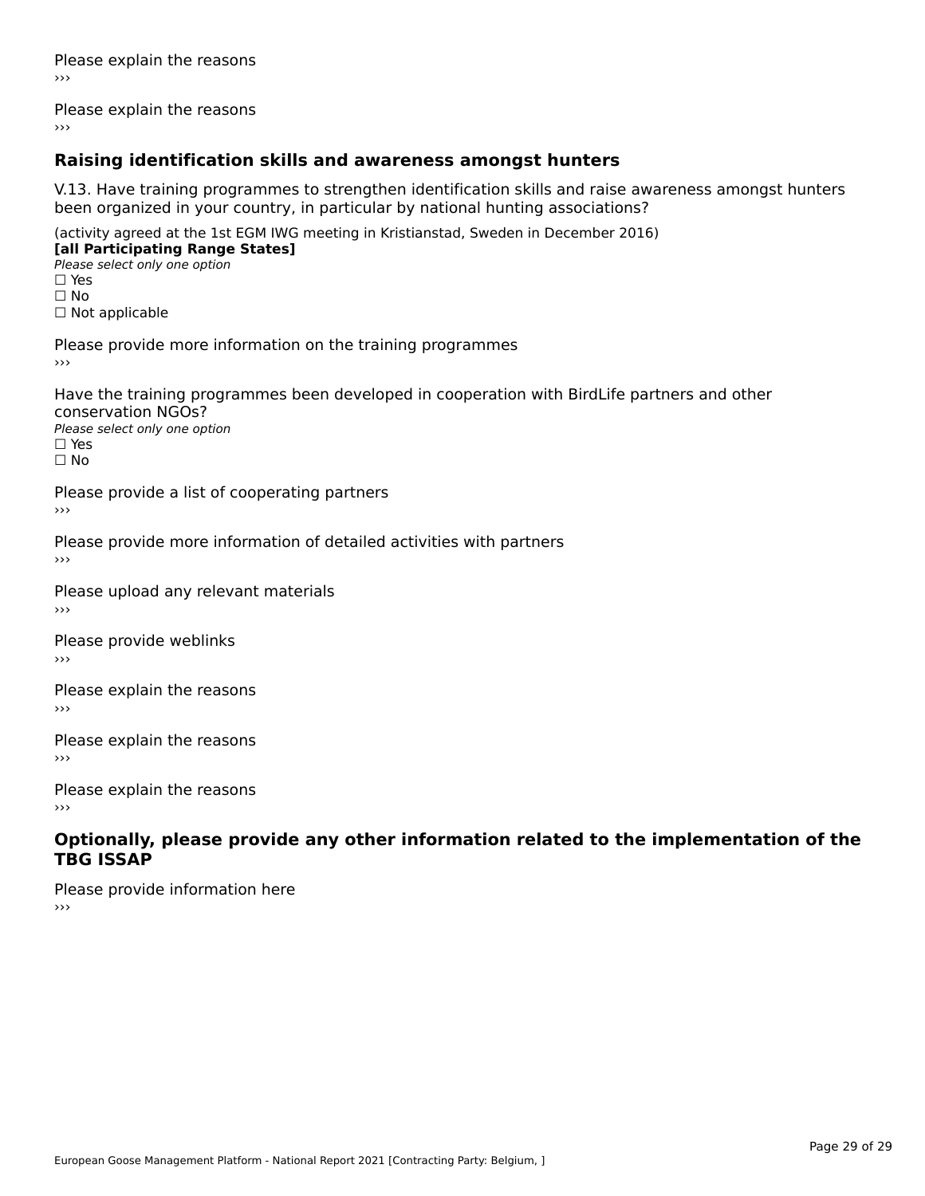Please explain the reasons

›››

Please explain the reasons

›››

## Raising identification skills and awareness amongst hunters

V.13. Have training programmes to strengthen identification skills and raise awareness amongst hunters been organized in your country, in particular by national hunting associations?

(activity agreed at the 1st EGM IWG meeting in Kristianstad, Sweden in December 2016)
**[all Participating Range States]**
*Please select only one option*
☐ Yes
☐ No
☐ Not applicable

Please provide more information on the training programmes

›››

Have the training programmes been developed in cooperation with BirdLife partners and other conservation NGOs?
*Please select only one option*
☐ Yes
☐ No

Please provide a list of cooperating partners

›››

Please provide more information of detailed activities with partners

›››

Please upload any relevant materials

›››

Please provide weblinks

›››

Please explain the reasons

›››

Please explain the reasons

›››

Please explain the reasons

›››

## Optionally, please provide any other information related to the implementation of the TBG ISSAP

Please provide information here

›››